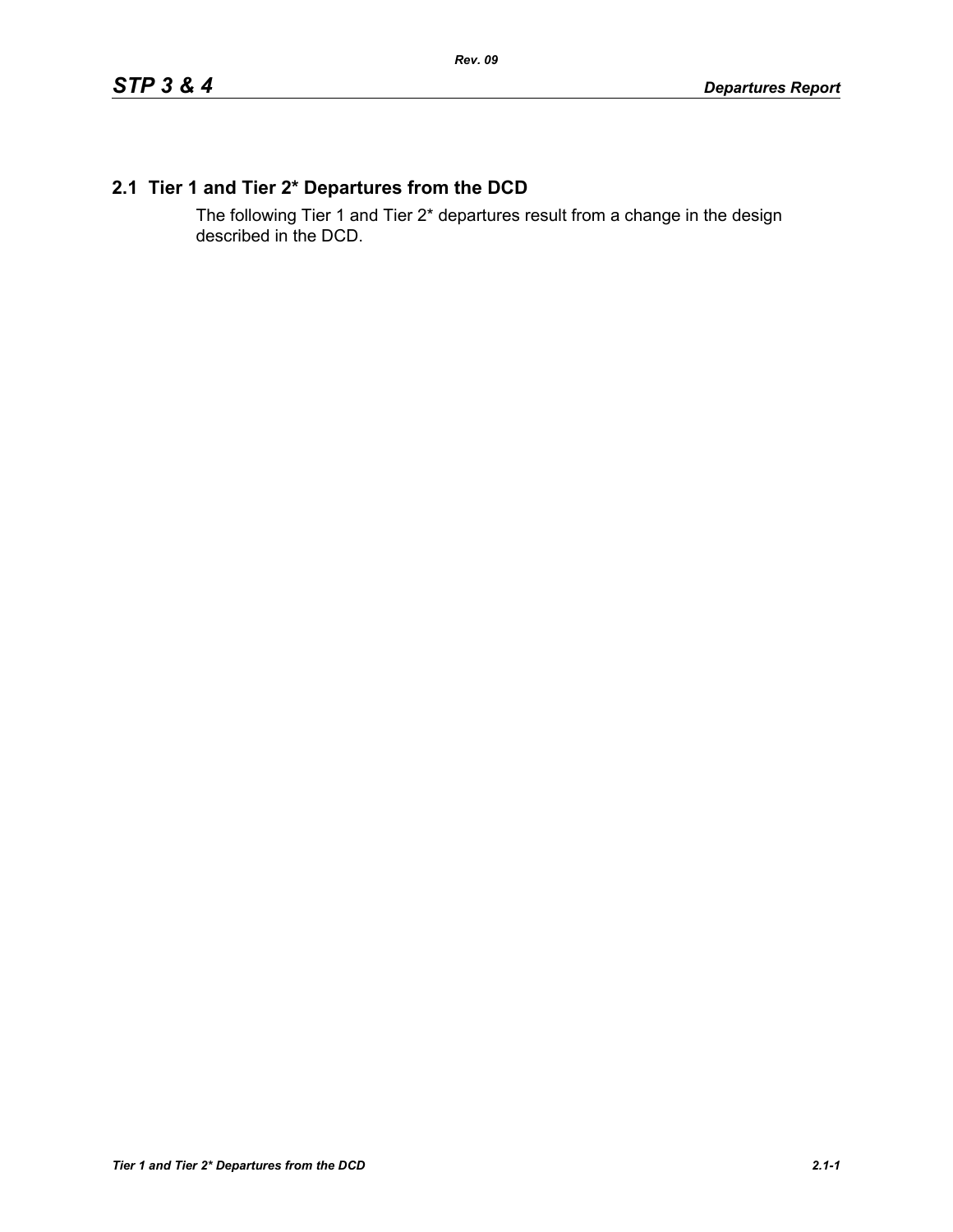## 2.1 Tier 1 and Tier 2* Departures from the DCD

The following Tier 1 and Tier 2* departures result from a change in the design described in the DCD.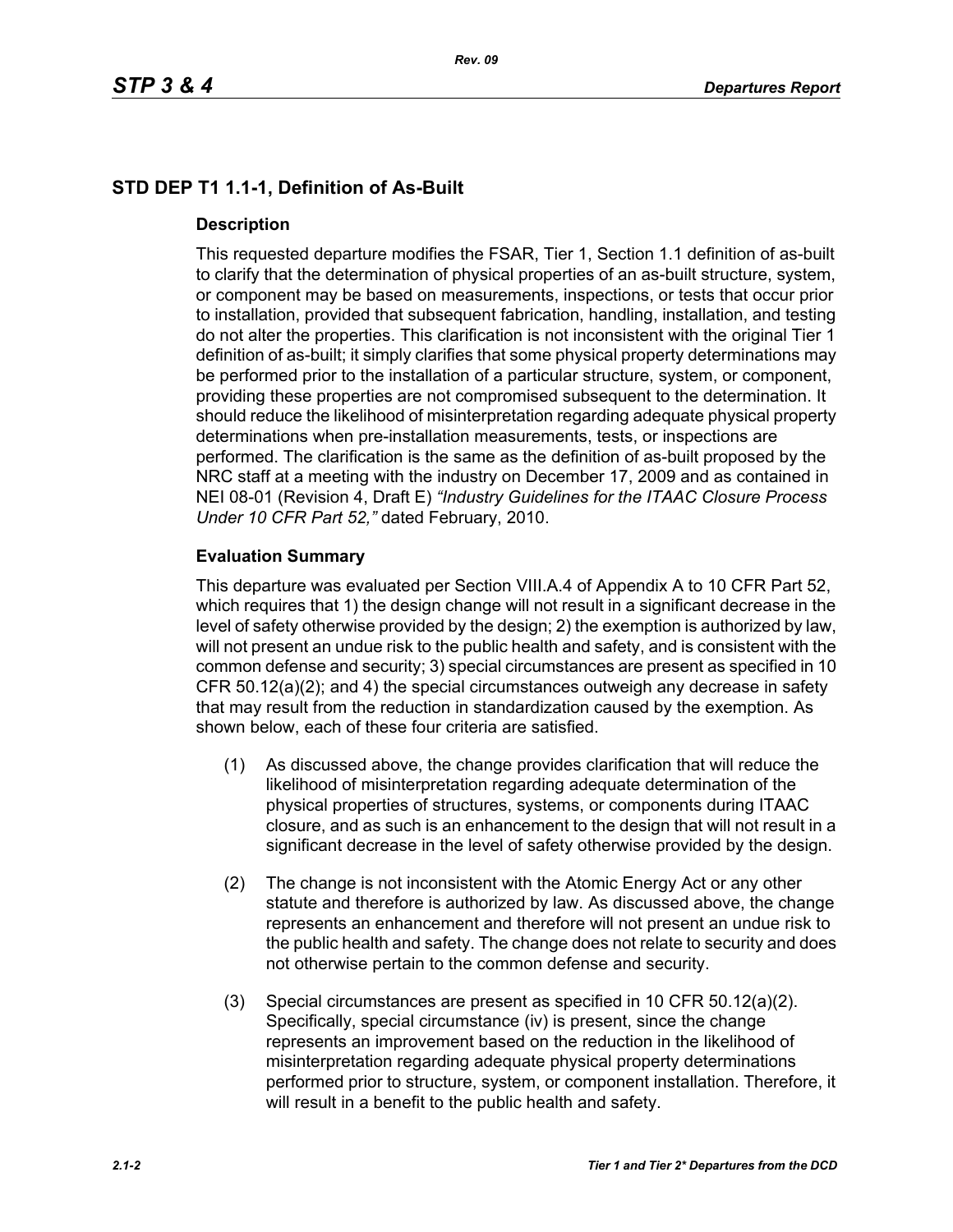## STD DEP T1 1.1-1, Definition of As-Built

### Description

This requested departure modifies the FSAR, Tier 1, Section 1.1 definition of as-built to clarify that the determination of physical properties of an as-built structure, system, or component may be based on measurements, inspections, or tests that occur prior to installation, provided that subsequent fabrication, handling, installation, and testing do not alter the properties. This clarification is not inconsistent with the original Tier 1 definition of as-built; it simply clarifies that some physical property determinations may be performed prior to the installation of a particular structure, system, or component, providing these properties are not compromised subsequent to the determination. It should reduce the likelihood of misinterpretation regarding adequate physical property determinations when pre-installation measurements, tests, or inspections are performed. The clarification is the same as the definition of as-built proposed by the NRC staff at a meeting with the industry on December 17, 2009 and as contained in NEI 08-01 (Revision 4, Draft E) *"Industry Guidelines for the ITAAC Closure Process Under 10 CFR Part 52,"* dated February, 2010.

### Evaluation Summary

This departure was evaluated per Section VIII.A.4 of Appendix A to 10 CFR Part 52, which requires that 1) the design change will not result in a significant decrease in the level of safety otherwise provided by the design; 2) the exemption is authorized by law, will not present an undue risk to the public health and safety, and is consistent with the common defense and security; 3) special circumstances are present as specified in 10 CFR 50.12(a)(2); and 4) the special circumstances outweigh any decrease in safety that may result from the reduction in standardization caused by the exemption. As shown below, each of these four criteria are satisfied.

(1) As discussed above, the change provides clarification that will reduce the likelihood of misinterpretation regarding adequate determination of the physical properties of structures, systems, or components during ITAAC closure, and as such is an enhancement to the design that will not result in a significant decrease in the level of safety otherwise provided by the design.

(2) The change is not inconsistent with the Atomic Energy Act or any other statute and therefore is authorized by law. As discussed above, the change represents an enhancement and therefore will not present an undue risk to the public health and safety. The change does not relate to security and does not otherwise pertain to the common defense and security.

(3) Special circumstances are present as specified in 10 CFR 50.12(a)(2). Specifically, special circumstance (iv) is present, since the change represents an improvement based on the reduction in the likelihood of misinterpretation regarding adequate physical property determinations performed prior to structure, system, or component installation. Therefore, it will result in a benefit to the public health and safety.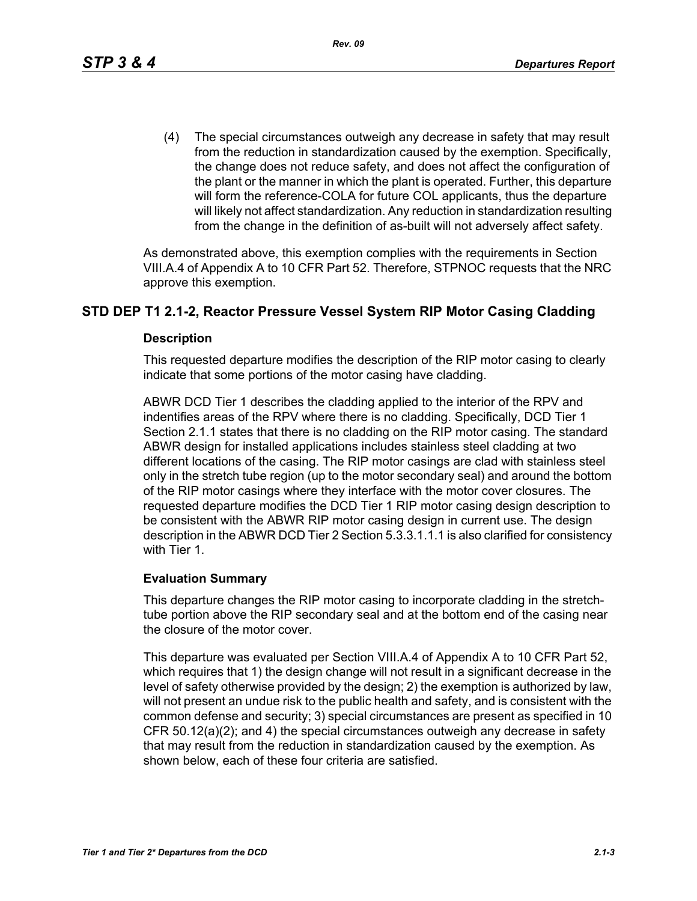(4) The special circumstances outweigh any decrease in safety that may result from the reduction in standardization caused by the exemption. Specifically, the change does not reduce safety, and does not affect the configuration of the plant or the manner in which the plant is operated. Further, this departure will form the reference-COLA for future COL applicants, thus the departure will likely not affect standardization. Any reduction in standardization resulting from the change in the definition of as-built will not adversely affect safety.

As demonstrated above, this exemption complies with the requirements in Section VIII.A.4 of Appendix A to 10 CFR Part 52. Therefore, STPNOC requests that the NRC approve this exemption.

## STD DEP T1 2.1-2, Reactor Pressure Vessel System RIP Motor Casing Cladding

### Description

This requested departure modifies the description of the RIP motor casing to clearly indicate that some portions of the motor casing have cladding.

ABWR DCD Tier 1 describes the cladding applied to the interior of the RPV and indentifies areas of the RPV where there is no cladding. Specifically, DCD Tier 1 Section 2.1.1 states that there is no cladding on the RIP motor casing. The standard ABWR design for installed applications includes stainless steel cladding at two different locations of the casing. The RIP motor casings are clad with stainless steel only in the stretch tube region (up to the motor secondary seal) and around the bottom of the RIP motor casings where they interface with the motor cover closures. The requested departure modifies the DCD Tier 1 RIP motor casing design description to be consistent with the ABWR RIP motor casing design in current use. The design description in the ABWR DCD Tier 2 Section 5.3.3.1.1.1 is also clarified for consistency with Tier 1.

### Evaluation Summary

This departure changes the RIP motor casing to incorporate cladding in the stretch-tube portion above the RIP secondary seal and at the bottom end of the casing near the closure of the motor cover.

This departure was evaluated per Section VIII.A.4 of Appendix A to 10 CFR Part 52, which requires that 1) the design change will not result in a significant decrease in the level of safety otherwise provided by the design; 2) the exemption is authorized by law, will not present an undue risk to the public health and safety, and is consistent with the common defense and security; 3) special circumstances are present as specified in 10 CFR 50.12(a)(2); and 4) the special circumstances outweigh any decrease in safety that may result from the reduction in standardization caused by the exemption. As shown below, each of these four criteria are satisfied.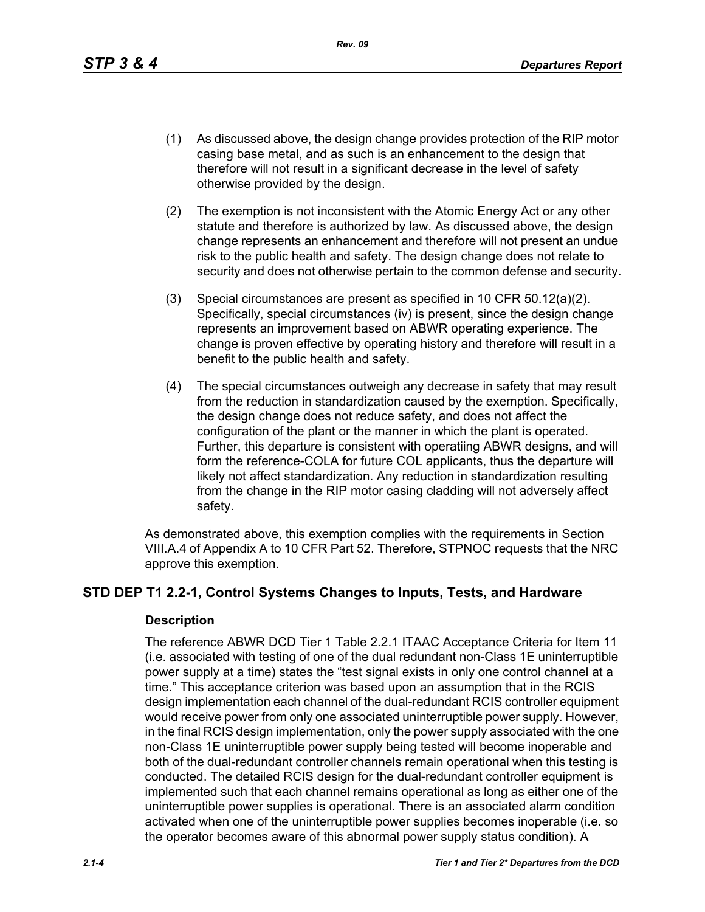(1) As discussed above, the design change provides protection of the RIP motor casing base metal, and as such is an enhancement to the design that therefore will not result in a significant decrease in the level of safety otherwise provided by the design.

(2) The exemption is not inconsistent with the Atomic Energy Act or any other statute and therefore is authorized by law. As discussed above, the design change represents an enhancement and therefore will not present an undue risk to the public health and safety. The design change does not relate to security and does not otherwise pertain to the common defense and security.

(3) Special circumstances are present as specified in 10 CFR 50.12(a)(2). Specifically, special circumstances (iv) is present, since the design change represents an improvement based on ABWR operating experience. The change is proven effective by operating history and therefore will result in a benefit to the public health and safety.

(4) The special circumstances outweigh any decrease in safety that may result from the reduction in standardization caused by the exemption. Specifically, the design change does not reduce safety, and does not affect the configuration of the plant or the manner in which the plant is operated. Further, this departure is consistent with operatiing ABWR designs, and will form the reference-COLA for future COL applicants, thus the departure will likely not affect standardization. Any reduction in standardization resulting from the change in the RIP motor casing cladding will not adversely affect safety.

As demonstrated above, this exemption complies with the requirements in Section VIII.A.4 of Appendix A to 10 CFR Part 52. Therefore, STPNOC requests that the NRC approve this exemption.

## STD DEP T1 2.2-1, Control Systems Changes to Inputs, Tests, and Hardware

### Description

The reference ABWR DCD Tier 1 Table 2.2.1 ITAAC Acceptance Criteria for Item 11 (i.e. associated with testing of one of the dual redundant non-Class 1E uninterruptible power supply at a time) states the "test signal exists in only one control channel at a time." This acceptance criterion was based upon an assumption that in the RCIS design implementation each channel of the dual-redundant RCIS controller equipment would receive power from only one associated uninterruptible power supply. However, in the final RCIS design implementation, only the power supply associated with the one non-Class 1E uninterruptible power supply being tested will become inoperable and both of the dual-redundant controller channels remain operational when this testing is conducted. The detailed RCIS design for the dual-redundant controller equipment is implemented such that each channel remains operational as long as either one of the uninterruptible power supplies is operational. There is an associated alarm condition activated when one of the uninterruptible power supplies becomes inoperable (i.e. so the operator becomes aware of this abnormal power supply status condition). A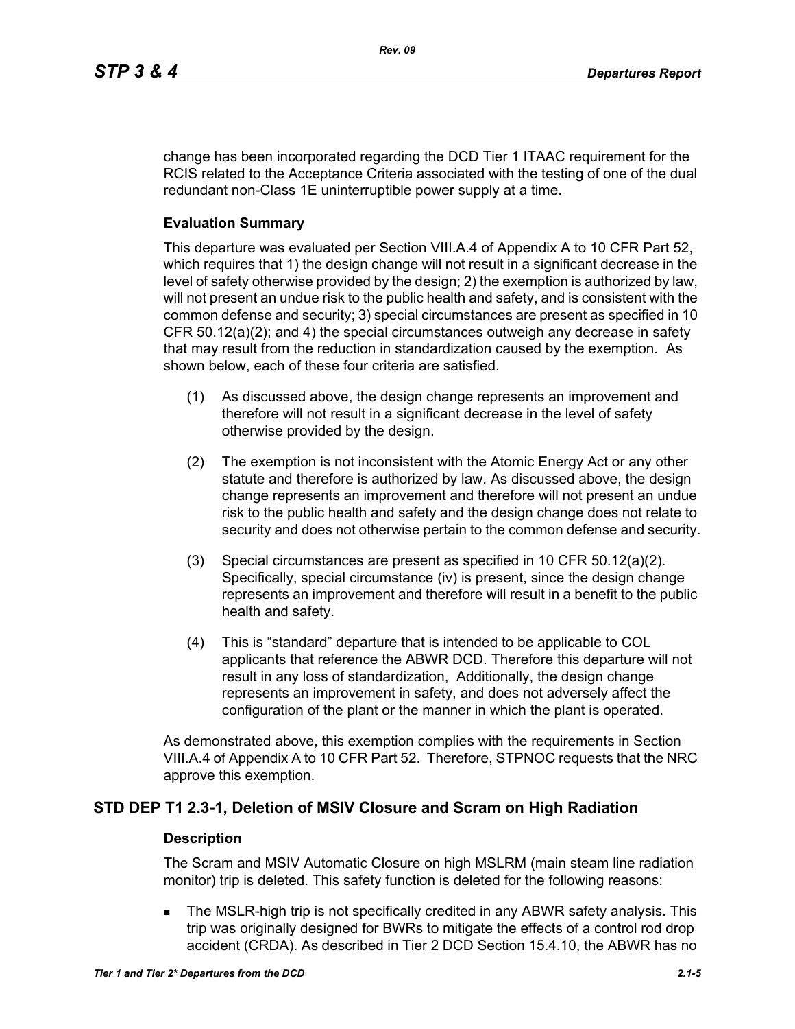change has been incorporated regarding the DCD Tier 1 ITAAC requirement for the RCIS related to the Acceptance Criteria associated with the testing of one of the dual redundant non-Class 1E uninterruptible power supply at a time.

### Evaluation Summary

This departure was evaluated per Section VIII.A.4 of Appendix A to 10 CFR Part 52, which requires that 1) the design change will not result in a significant decrease in the level of safety otherwise provided by the design; 2) the exemption is authorized by law, will not present an undue risk to the public health and safety, and is consistent with the common defense and security; 3) special circumstances are present as specified in 10 CFR 50.12(a)(2); and 4) the special circumstances outweigh any decrease in safety that may result from the reduction in standardization caused by the exemption. As shown below, each of these four criteria are satisfied.

(1) As discussed above, the design change represents an improvement and therefore will not result in a significant decrease in the level of safety otherwise provided by the design.

(2) The exemption is not inconsistent with the Atomic Energy Act or any other statute and therefore is authorized by law. As discussed above, the design change represents an improvement and therefore will not present an undue risk to the public health and safety and the design change does not relate to security and does not otherwise pertain to the common defense and security.

(3) Special circumstances are present as specified in 10 CFR 50.12(a)(2). Specifically, special circumstance (iv) is present, since the design change represents an improvement and therefore will result in a benefit to the public health and safety.

(4) This is “standard” departure that is intended to be applicable to COL applicants that reference the ABWR DCD. Therefore this departure will not result in any loss of standardization, Additionally, the design change represents an improvement in safety, and does not adversely affect the configuration of the plant or the manner in which the plant is operated.

As demonstrated above, this exemption complies with the requirements in Section VIII.A.4 of Appendix A to 10 CFR Part 52. Therefore, STPNOC requests that the NRC approve this exemption.

## STD DEP T1 2.3-1, Deletion of MSIV Closure and Scram on High Radiation

### Description

The Scram and MSIV Automatic Closure on high MSLRM (main steam line radiation monitor) trip is deleted. This safety function is deleted for the following reasons:

- The MSLR-high trip is not specifically credited in any ABWR safety analysis. This trip was originally designed for BWRs to mitigate the effects of a control rod drop accident (CRDA). As described in Tier 2 DCD Section 15.4.10, the ABWR has no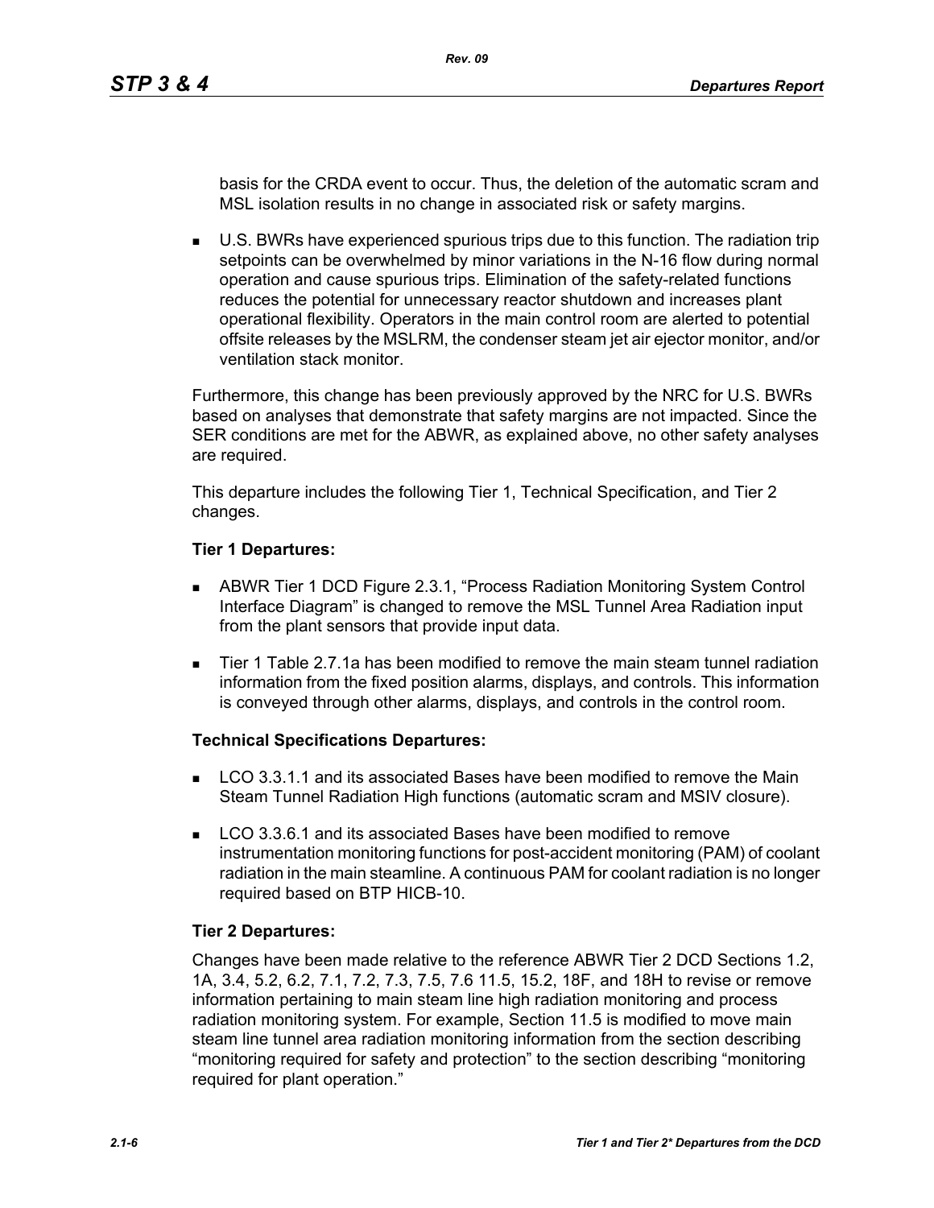basis for the CRDA event to occur. Thus, the deletion of the automatic scram and MSL isolation results in no change in associated risk or safety margins.

- U.S. BWRs have experienced spurious trips due to this function. The radiation trip setpoints can be overwhelmed by minor variations in the N-16 flow during normal operation and cause spurious trips. Elimination of the safety-related functions reduces the potential for unnecessary reactor shutdown and increases plant operational flexibility. Operators in the main control room are alerted to potential offsite releases by the MSLRM, the condenser steam jet air ejector monitor, and/or ventilation stack monitor.

Furthermore, this change has been previously approved by the NRC for U.S. BWRs based on analyses that demonstrate that safety margins are not impacted. Since the SER conditions are met for the ABWR, as explained above, no other safety analyses are required.

This departure includes the following Tier 1, Technical Specification, and Tier 2 changes.

**Tier 1 Departures:**

- ABWR Tier 1 DCD Figure 2.3.1, "Process Radiation Monitoring System Control Interface Diagram" is changed to remove the MSL Tunnel Area Radiation input from the plant sensors that provide input data.
- Tier 1 Table 2.7.1a has been modified to remove the main steam tunnel radiation information from the fixed position alarms, displays, and controls. This information is conveyed through other alarms, displays, and controls in the control room.

**Technical Specifications Departures:**

- LCO 3.3.1.1 and its associated Bases have been modified to remove the Main Steam Tunnel Radiation High functions (automatic scram and MSIV closure).
- LCO 3.3.6.1 and its associated Bases have been modified to remove instrumentation monitoring functions for post-accident monitoring (PAM) of coolant radiation in the main steamline. A continuous PAM for coolant radiation is no longer required based on BTP HICB-10.

**Tier 2 Departures:**

Changes have been made relative to the reference ABWR Tier 2 DCD Sections 1.2, 1A, 3.4, 5.2, 6.2, 7.1, 7.2, 7.3, 7.5, 7.6 11.5, 15.2, 18F, and 18H to revise or remove information pertaining to main steam line high radiation monitoring and process radiation monitoring system. For example, Section 11.5 is modified to move main steam line tunnel area radiation monitoring information from the section describing "monitoring required for safety and protection" to the section describing "monitoring required for plant operation."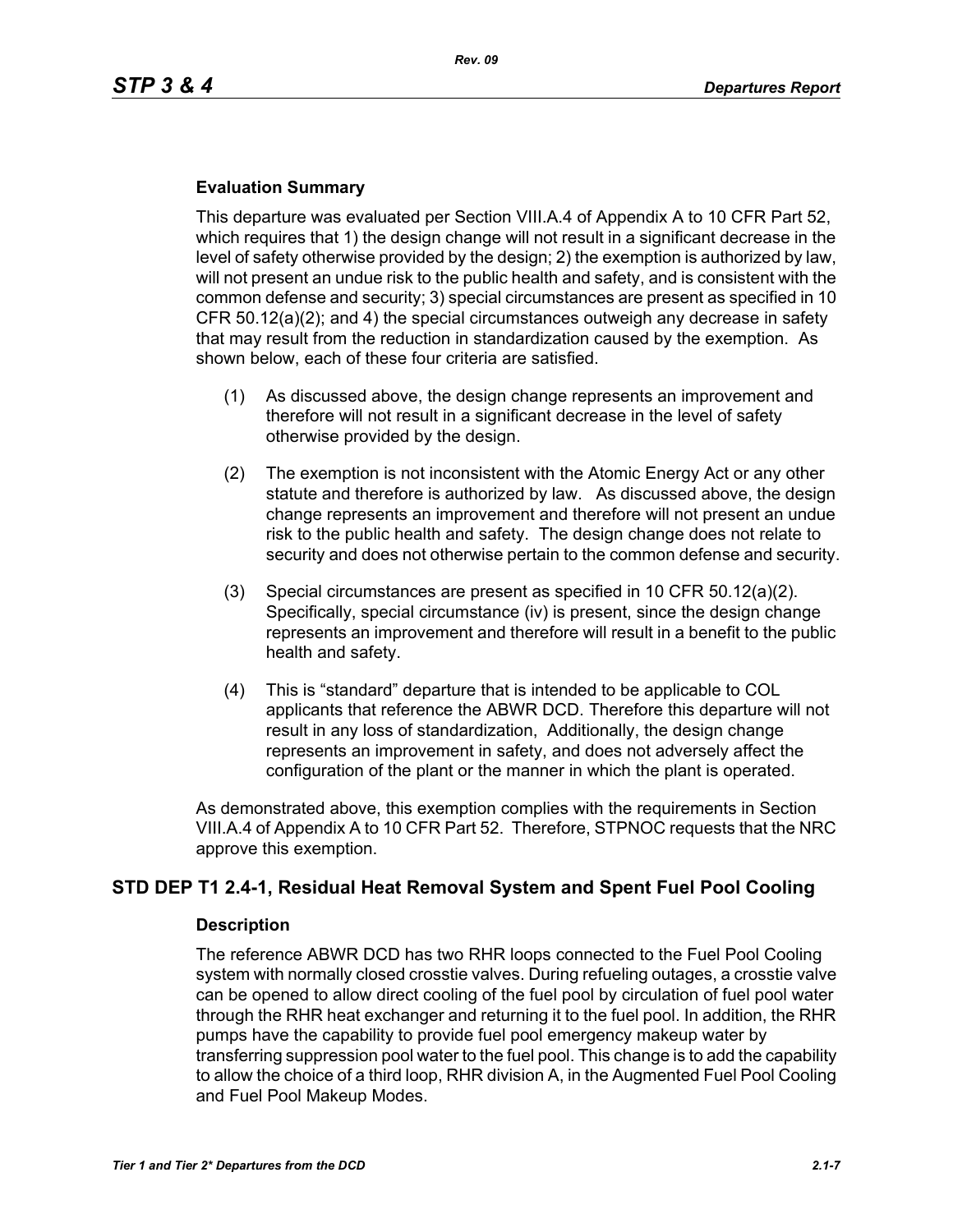### Evaluation Summary

This departure was evaluated per Section VIII.A.4 of Appendix A to 10 CFR Part 52, which requires that 1) the design change will not result in a significant decrease in the level of safety otherwise provided by the design; 2) the exemption is authorized by law, will not present an undue risk to the public health and safety, and is consistent with the common defense and security; 3) special circumstances are present as specified in 10 CFR 50.12(a)(2); and 4) the special circumstances outweigh any decrease in safety that may result from the reduction in standardization caused by the exemption. As shown below, each of these four criteria are satisfied.

(1) As discussed above, the design change represents an improvement and therefore will not result in a significant decrease in the level of safety otherwise provided by the design.

(2) The exemption is not inconsistent with the Atomic Energy Act or any other statute and therefore is authorized by law. As discussed above, the design change represents an improvement and therefore will not present an undue risk to the public health and safety. The design change does not relate to security and does not otherwise pertain to the common defense and security.

(3) Special circumstances are present as specified in 10 CFR 50.12(a)(2). Specifically, special circumstance (iv) is present, since the design change represents an improvement and therefore will result in a benefit to the public health and safety.

(4) This is “standard” departure that is intended to be applicable to COL applicants that reference the ABWR DCD. Therefore this departure will not result in any loss of standardization, Additionally, the design change represents an improvement in safety, and does not adversely affect the configuration of the plant or the manner in which the plant is operated.

As demonstrated above, this exemption complies with the requirements in Section VIII.A.4 of Appendix A to 10 CFR Part 52. Therefore, STPNOC requests that the NRC approve this exemption.

## STD DEP T1 2.4-1, Residual Heat Removal System and Spent Fuel Pool Cooling

### Description

The reference ABWR DCD has two RHR loops connected to the Fuel Pool Cooling system with normally closed crosstie valves. During refueling outages, a crosstie valve can be opened to allow direct cooling of the fuel pool by circulation of fuel pool water through the RHR heat exchanger and returning it to the fuel pool. In addition, the RHR pumps have the capability to provide fuel pool emergency makeup water by transferring suppression pool water to the fuel pool. This change is to add the capability to allow the choice of a third loop, RHR division A, in the Augmented Fuel Pool Cooling and Fuel Pool Makeup Modes.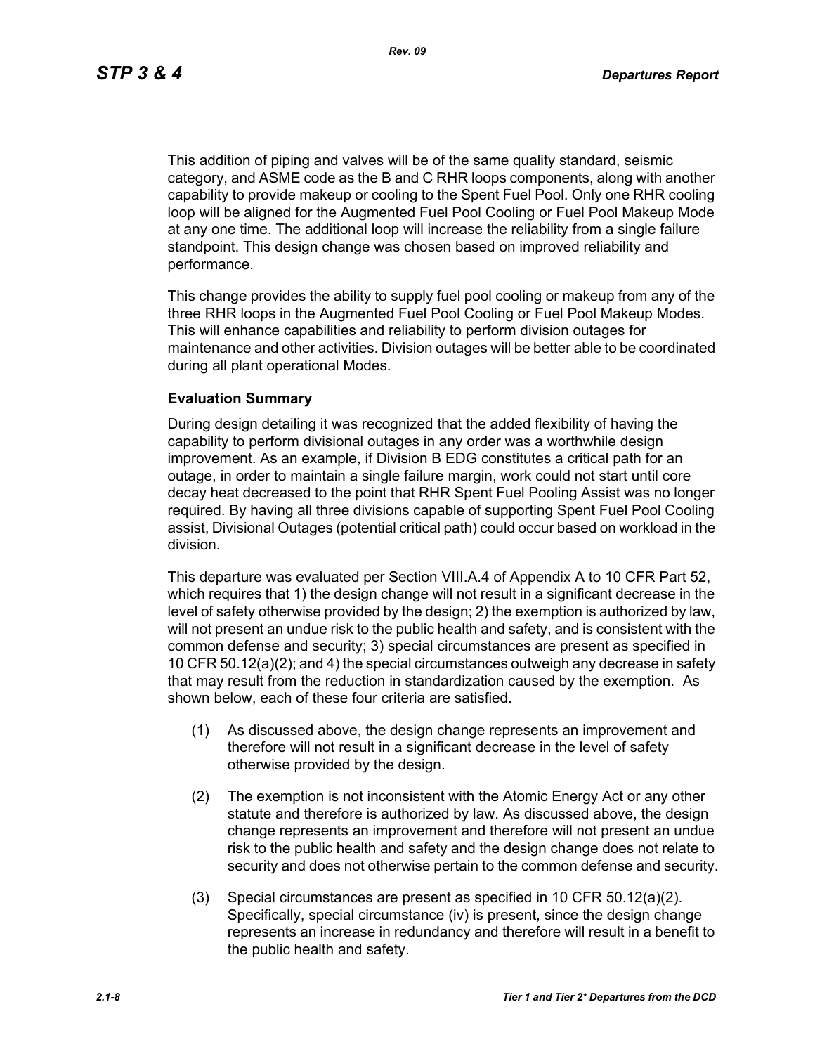This addition of piping and valves will be of the same quality standard, seismic category, and ASME code as the B and C RHR loops components, along with another capability to provide makeup or cooling to the Spent Fuel Pool. Only one RHR cooling loop will be aligned for the Augmented Fuel Pool Cooling or Fuel Pool Makeup Mode at any one time. The additional loop will increase the reliability from a single failure standpoint. This design change was chosen based on improved reliability and performance.

This change provides the ability to supply fuel pool cooling or makeup from any of the three RHR loops in the Augmented Fuel Pool Cooling or Fuel Pool Makeup Modes. This will enhance capabilities and reliability to perform division outages for maintenance and other activities. Division outages will be better able to be coordinated during all plant operational Modes.

**Evaluation Summary**

During design detailing it was recognized that the added flexibility of having the capability to perform divisional outages in any order was a worthwhile design improvement. As an example, if Division B EDG constitutes a critical path for an outage, in order to maintain a single failure margin, work could not start until core decay heat decreased to the point that RHR Spent Fuel Pooling Assist was no longer required. By having all three divisions capable of supporting Spent Fuel Pool Cooling assist, Divisional Outages (potential critical path) could occur based on workload in the division.

This departure was evaluated per Section VIII.A.4 of Appendix A to 10 CFR Part 52, which requires that 1) the design change will not result in a significant decrease in the level of safety otherwise provided by the design; 2) the exemption is authorized by law, will not present an undue risk to the public health and safety, and is consistent with the common defense and security; 3) special circumstances are present as specified in 10 CFR 50.12(a)(2); and 4) the special circumstances outweigh any decrease in safety that may result from the reduction in standardization caused by the exemption. As shown below, each of these four criteria are satisfied.

(1) As discussed above, the design change represents an improvement and therefore will not result in a significant decrease in the level of safety otherwise provided by the design.

(2) The exemption is not inconsistent with the Atomic Energy Act or any other statute and therefore is authorized by law. As discussed above, the design change represents an improvement and therefore will not present an undue risk to the public health and safety and the design change does not relate to security and does not otherwise pertain to the common defense and security.

(3) Special circumstances are present as specified in 10 CFR 50.12(a)(2). Specifically, special circumstance (iv) is present, since the design change represents an increase in redundancy and therefore will result in a benefit to the public health and safety.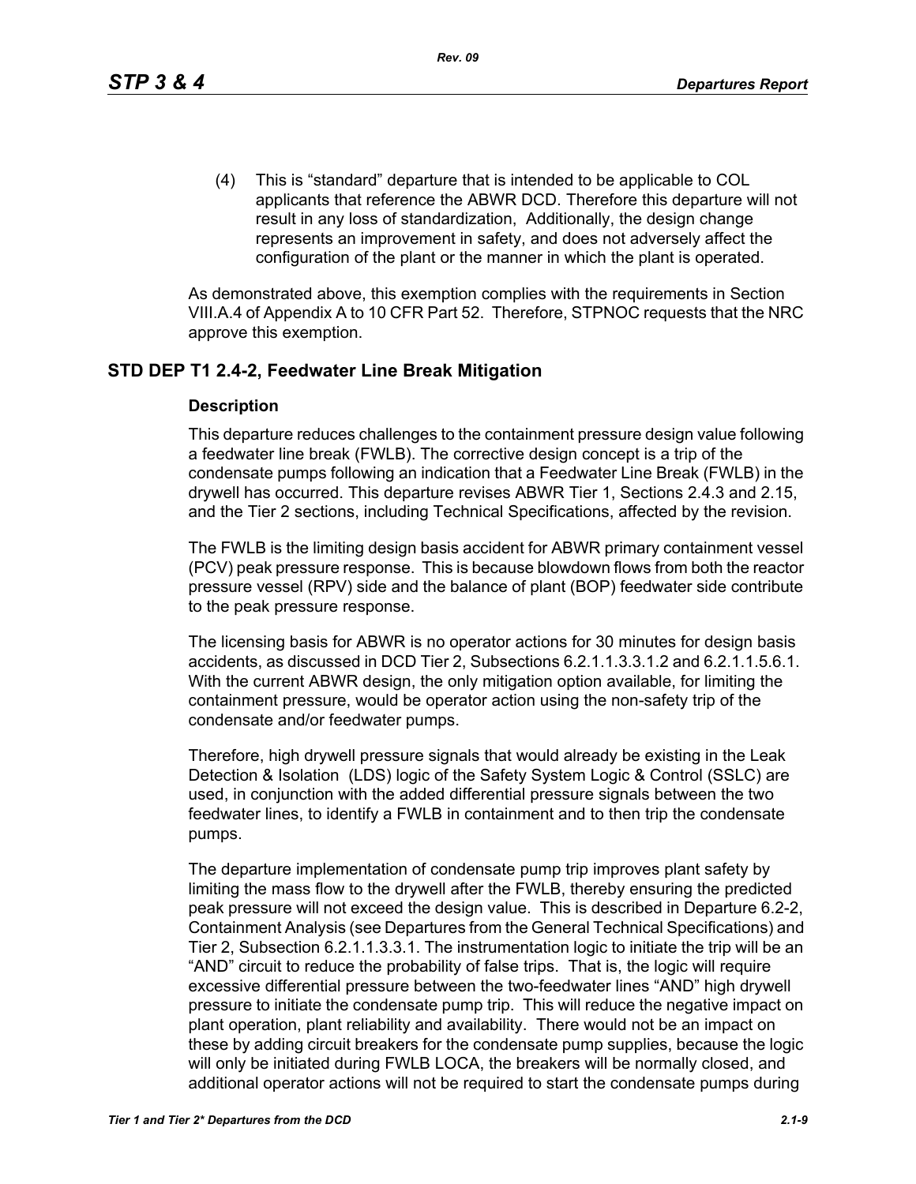(4) This is “standard” departure that is intended to be applicable to COL applicants that reference the ABWR DCD. Therefore this departure will not result in any loss of standardization, Additionally, the design change represents an improvement in safety, and does not adversely affect the configuration of the plant or the manner in which the plant is operated.

As demonstrated above, this exemption complies with the requirements in Section VIII.A.4 of Appendix A to 10 CFR Part 52. Therefore, STPNOC requests that the NRC approve this exemption.

## STD DEP T1 2.4-2, Feedwater Line Break Mitigation

### Description

This departure reduces challenges to the containment pressure design value following a feedwater line break (FWLB). The corrective design concept is a trip of the condensate pumps following an indication that a Feedwater Line Break (FWLB) in the drywell has occurred. This departure revises ABWR Tier 1, Sections 2.4.3 and 2.15, and the Tier 2 sections, including Technical Specifications, affected by the revision.

The FWLB is the limiting design basis accident for ABWR primary containment vessel (PCV) peak pressure response. This is because blowdown flows from both the reactor pressure vessel (RPV) side and the balance of plant (BOP) feedwater side contribute to the peak pressure response.

The licensing basis for ABWR is no operator actions for 30 minutes for design basis accidents, as discussed in DCD Tier 2, Subsections 6.2.1.1.3.3.1.2 and 6.2.1.1.5.6.1. With the current ABWR design, the only mitigation option available, for limiting the containment pressure, would be operator action using the non-safety trip of the condensate and/or feedwater pumps.

Therefore, high drywell pressure signals that would already be existing in the Leak Detection & Isolation (LDS) logic of the Safety System Logic & Control (SSLC) are used, in conjunction with the added differential pressure signals between the two feedwater lines, to identify a FWLB in containment and to then trip the condensate pumps.

The departure implementation of condensate pump trip improves plant safety by limiting the mass flow to the drywell after the FWLB, thereby ensuring the predicted peak pressure will not exceed the design value. This is described in Departure 6.2-2, Containment Analysis (see Departures from the General Technical Specifications) and Tier 2, Subsection 6.2.1.1.3.3.1. The instrumentation logic to initiate the trip will be an “AND” circuit to reduce the probability of false trips. That is, the logic will require excessive differential pressure between the two-feedwater lines “AND” high drywell pressure to initiate the condensate pump trip. This will reduce the negative impact on plant operation, plant reliability and availability. There would not be an impact on these by adding circuit breakers for the condensate pump supplies, because the logic will only be initiated during FWLB LOCA, the breakers will be normally closed, and additional operator actions will not be required to start the condensate pumps during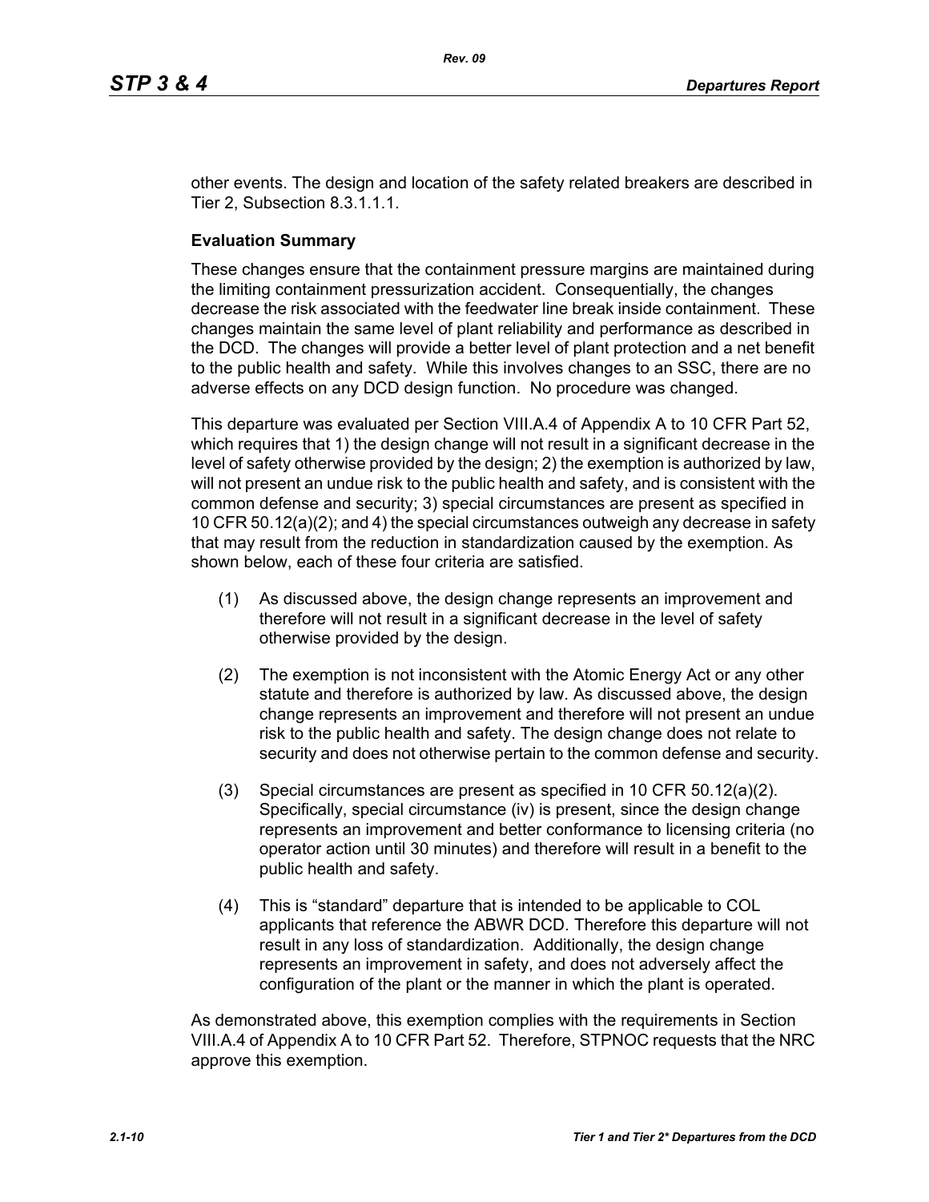other events. The design and location of the safety related breakers are described in Tier 2, Subsection 8.3.1.1.1.

**Evaluation Summary**

These changes ensure that the containment pressure margins are maintained during the limiting containment pressurization accident. Consequentially, the changes decrease the risk associated with the feedwater line break inside containment. These changes maintain the same level of plant reliability and performance as described in the DCD. The changes will provide a better level of plant protection and a net benefit to the public health and safety. While this involves changes to an SSC, there are no adverse effects on any DCD design function. No procedure was changed.

This departure was evaluated per Section VIII.A.4 of Appendix A to 10 CFR Part 52, which requires that 1) the design change will not result in a significant decrease in the level of safety otherwise provided by the design; 2) the exemption is authorized by law, will not present an undue risk to the public health and safety, and is consistent with the common defense and security; 3) special circumstances are present as specified in 10 CFR 50.12(a)(2); and 4) the special circumstances outweigh any decrease in safety that may result from the reduction in standardization caused by the exemption. As shown below, each of these four criteria are satisfied.

(1) As discussed above, the design change represents an improvement and therefore will not result in a significant decrease in the level of safety otherwise provided by the design.

(2) The exemption is not inconsistent with the Atomic Energy Act or any other statute and therefore is authorized by law. As discussed above, the design change represents an improvement and therefore will not present an undue risk to the public health and safety. The design change does not relate to security and does not otherwise pertain to the common defense and security.

(3) Special circumstances are present as specified in 10 CFR 50.12(a)(2). Specifically, special circumstance (iv) is present, since the design change represents an improvement and better conformance to licensing criteria (no operator action until 30 minutes) and therefore will result in a benefit to the public health and safety.

(4) This is "standard" departure that is intended to be applicable to COL applicants that reference the ABWR DCD. Therefore this departure will not result in any loss of standardization. Additionally, the design change represents an improvement in safety, and does not adversely affect the configuration of the plant or the manner in which the plant is operated.

As demonstrated above, this exemption complies with the requirements in Section VIII.A.4 of Appendix A to 10 CFR Part 52. Therefore, STPNOC requests that the NRC approve this exemption.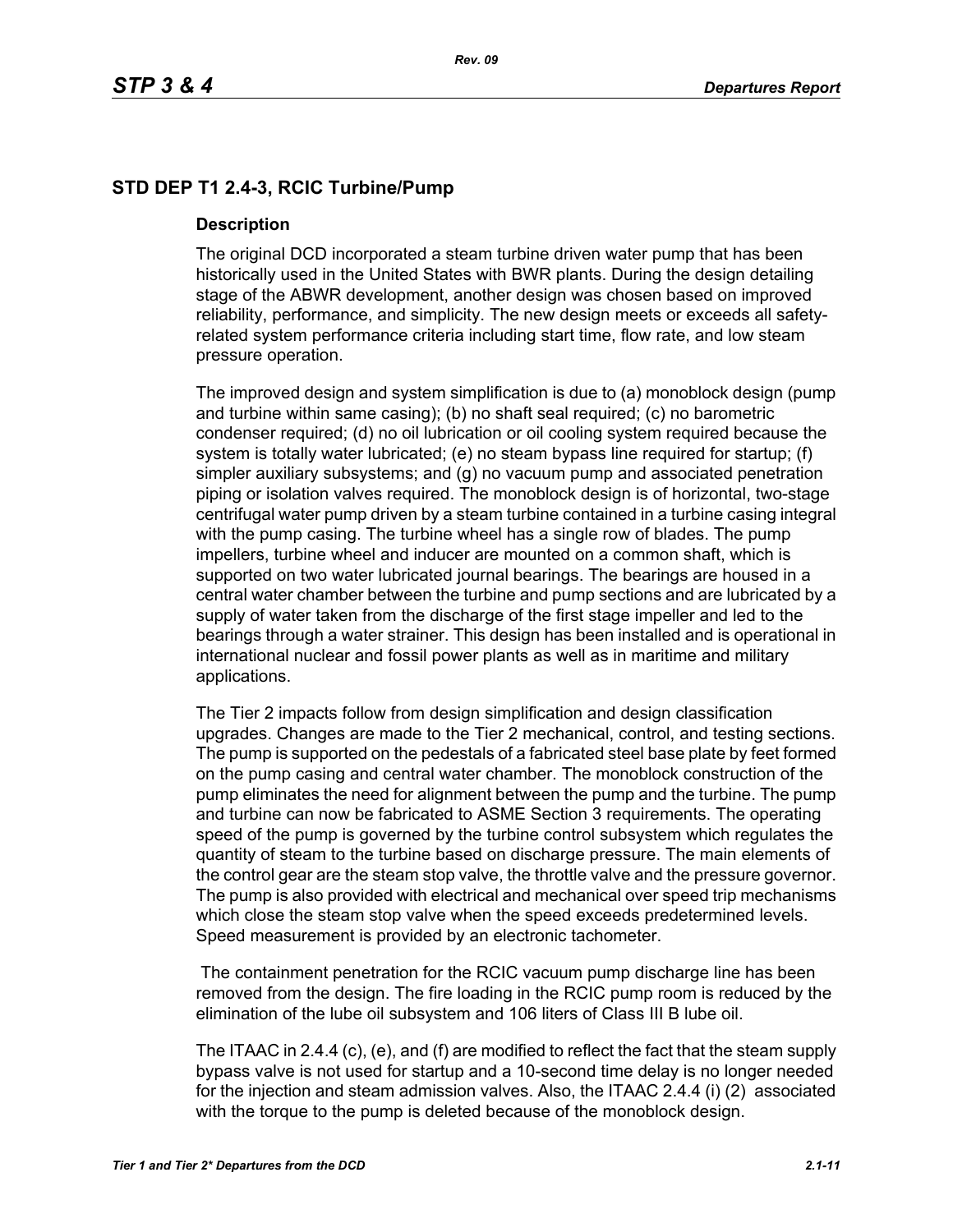## STD DEP T1 2.4-3, RCIC Turbine/Pump

### Description

The original DCD incorporated a steam turbine driven water pump that has been historically used in the United States with BWR plants. During the design detailing stage of the ABWR development, another design was chosen based on improved reliability, performance, and simplicity. The new design meets or exceeds all safety-related system performance criteria including start time, flow rate, and low steam pressure operation.

The improved design and system simplification is due to (a) monoblock design (pump and turbine within same casing); (b) no shaft seal required; (c) no barometric condenser required; (d) no oil lubrication or oil cooling system required because the system is totally water lubricated; (e) no steam bypass line required for startup; (f) simpler auxiliary subsystems; and (g) no vacuum pump and associated penetration piping or isolation valves required. The monoblock design is of horizontal, two-stage centrifugal water pump driven by a steam turbine contained in a turbine casing integral with the pump casing. The turbine wheel has a single row of blades. The pump impellers, turbine wheel and inducer are mounted on a common shaft, which is supported on two water lubricated journal bearings. The bearings are housed in a central water chamber between the turbine and pump sections and are lubricated by a supply of water taken from the discharge of the first stage impeller and led to the bearings through a water strainer. This design has been installed and is operational in international nuclear and fossil power plants as well as in maritime and military applications.

The Tier 2 impacts follow from design simplification and design classification upgrades. Changes are made to the Tier 2 mechanical, control, and testing sections. The pump is supported on the pedestals of a fabricated steel base plate by feet formed on the pump casing and central water chamber. The monoblock construction of the pump eliminates the need for alignment between the pump and the turbine. The pump and turbine can now be fabricated to ASME Section 3 requirements. The operating speed of the pump is governed by the turbine control subsystem which regulates the quantity of steam to the turbine based on discharge pressure. The main elements of the control gear are the steam stop valve, the throttle valve and the pressure governor. The pump is also provided with electrical and mechanical over speed trip mechanisms which close the steam stop valve when the speed exceeds predetermined levels. Speed measurement is provided by an electronic tachometer.

The containment penetration for the RCIC vacuum pump discharge line has been removed from the design. The fire loading in the RCIC pump room is reduced by the elimination of the lube oil subsystem and 106 liters of Class III B lube oil.

The ITAAC in 2.4.4 (c), (e), and (f) are modified to reflect the fact that the steam supply bypass valve is not used for startup and a 10-second time delay is no longer needed for the injection and steam admission valves. Also, the ITAAC 2.4.4 (i) (2) associated with the torque to the pump is deleted because of the monoblock design.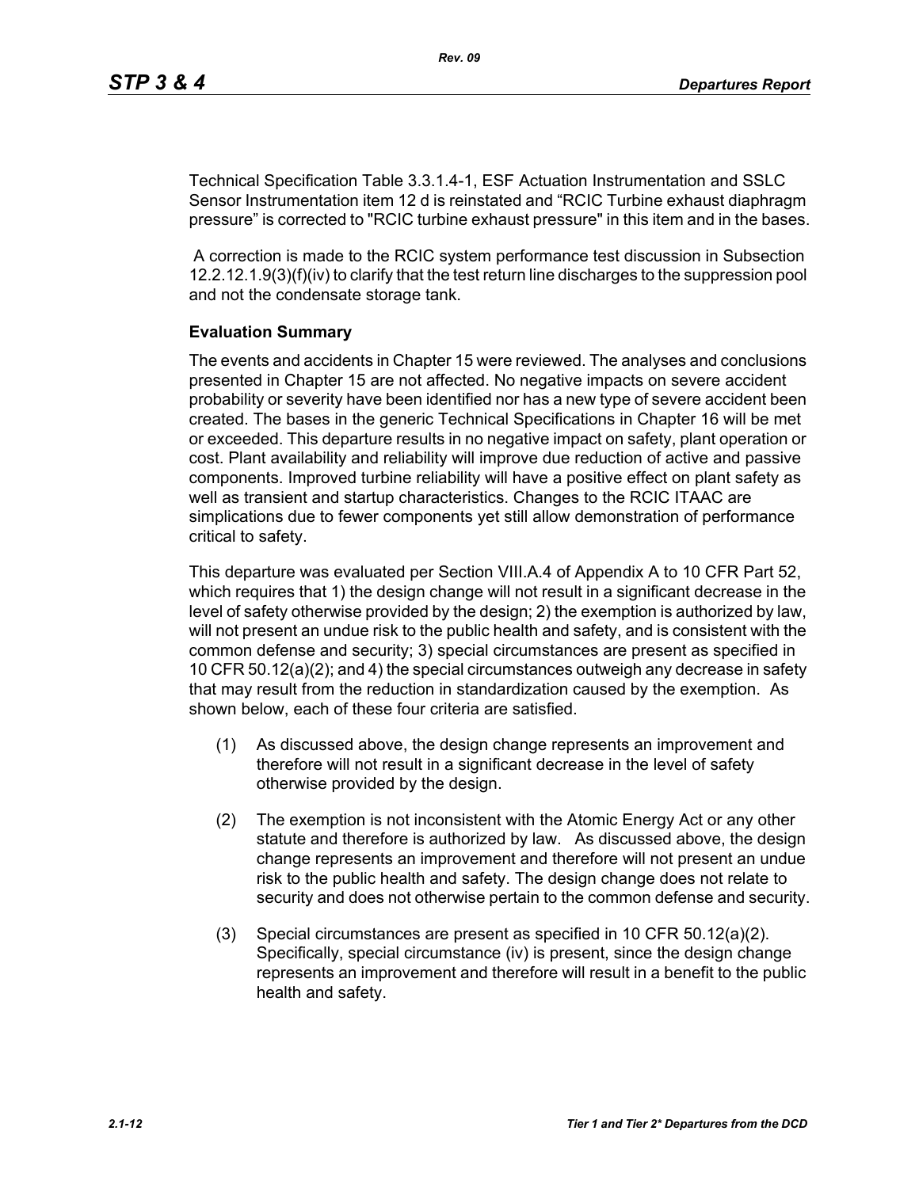Technical Specification Table 3.3.1.4-1, ESF Actuation Instrumentation and SSLC Sensor Instrumentation item 12 d is reinstated and "RCIC Turbine exhaust diaphragm pressure" is corrected to "RCIC turbine exhaust pressure" in this item and in the bases.

A correction is made to the RCIC system performance test discussion in Subsection 12.2.12.1.9(3)(f)(iv) to clarify that the test return line discharges to the suppression pool and not the condensate storage tank.

**Evaluation Summary**

The events and accidents in Chapter 15 were reviewed. The analyses and conclusions presented in Chapter 15 are not affected. No negative impacts on severe accident probability or severity have been identified nor has a new type of severe accident been created. The bases in the generic Technical Specifications in Chapter 16 will be met or exceeded. This departure results in no negative impact on safety, plant operation or cost. Plant availability and reliability will improve due reduction of active and passive components. Improved turbine reliability will have a positive effect on plant safety as well as transient and startup characteristics. Changes to the RCIC ITAAC are simplications due to fewer components yet still allow demonstration of performance critical to safety.

This departure was evaluated per Section VIII.A.4 of Appendix A to 10 CFR Part 52, which requires that 1) the design change will not result in a significant decrease in the level of safety otherwise provided by the design; 2) the exemption is authorized by law, will not present an undue risk to the public health and safety, and is consistent with the common defense and security; 3) special circumstances are present as specified in 10 CFR 50.12(a)(2); and 4) the special circumstances outweigh any decrease in safety that may result from the reduction in standardization caused by the exemption. As shown below, each of these four criteria are satisfied.

(1) As discussed above, the design change represents an improvement and therefore will not result in a significant decrease in the level of safety otherwise provided by the design.

(2) The exemption is not inconsistent with the Atomic Energy Act or any other statute and therefore is authorized by law. As discussed above, the design change represents an improvement and therefore will not present an undue risk to the public health and safety. The design change does not relate to security and does not otherwise pertain to the common defense and security.

(3) Special circumstances are present as specified in 10 CFR 50.12(a)(2). Specifically, special circumstance (iv) is present, since the design change represents an improvement and therefore will result in a benefit to the public health and safety.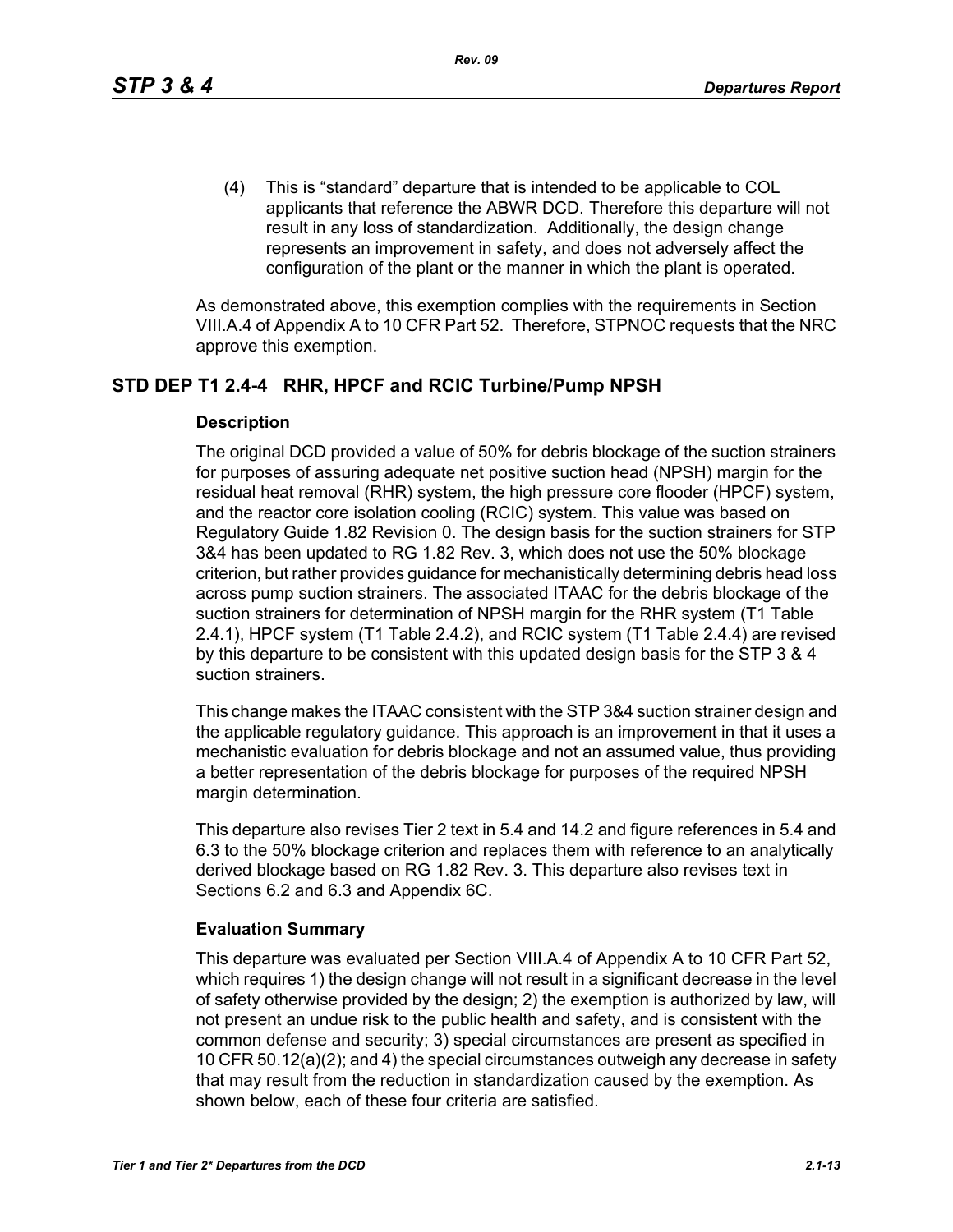(4) This is “standard” departure that is intended to be applicable to COL applicants that reference the ABWR DCD. Therefore this departure will not result in any loss of standardization. Additionally, the design change represents an improvement in safety, and does not adversely affect the configuration of the plant or the manner in which the plant is operated.

As demonstrated above, this exemption complies with the requirements in Section VIII.A.4 of Appendix A to 10 CFR Part 52. Therefore, STPNOC requests that the NRC approve this exemption.

## STD DEP T1 2.4-4 RHR, HPCF and RCIC Turbine/Pump NPSH

### Description

The original DCD provided a value of 50% for debris blockage of the suction strainers for purposes of assuring adequate net positive suction head (NPSH) margin for the residual heat removal (RHR) system, the high pressure core flooder (HPCF) system, and the reactor core isolation cooling (RCIC) system. This value was based on Regulatory Guide 1.82 Revision 0. The design basis for the suction strainers for STP 3&4 has been updated to RG 1.82 Rev. 3, which does not use the 50% blockage criterion, but rather provides guidance for mechanistically determining debris head loss across pump suction strainers. The associated ITAAC for the debris blockage of the suction strainers for determination of NPSH margin for the RHR system (T1 Table 2.4.1), HPCF system (T1 Table 2.4.2), and RCIC system (T1 Table 2.4.4) are revised by this departure to be consistent with this updated design basis for the STP 3 & 4 suction strainers.

This change makes the ITAAC consistent with the STP 3&4 suction strainer design and the applicable regulatory guidance. This approach is an improvement in that it uses a mechanistic evaluation for debris blockage and not an assumed value, thus providing a better representation of the debris blockage for purposes of the required NPSH margin determination.

This departure also revises Tier 2 text in 5.4 and 14.2 and figure references in 5.4 and 6.3 to the 50% blockage criterion and replaces them with reference to an analytically derived blockage based on RG 1.82 Rev. 3. This departure also revises text in Sections 6.2 and 6.3 and Appendix 6C.

### Evaluation Summary

This departure was evaluated per Section VIII.A.4 of Appendix A to 10 CFR Part 52, which requires 1) the design change will not result in a significant decrease in the level of safety otherwise provided by the design; 2) the exemption is authorized by law, will not present an undue risk to the public health and safety, and is consistent with the common defense and security; 3) special circumstances are present as specified in 10 CFR 50.12(a)(2); and 4) the special circumstances outweigh any decrease in safety that may result from the reduction in standardization caused by the exemption. As shown below, each of these four criteria are satisfied.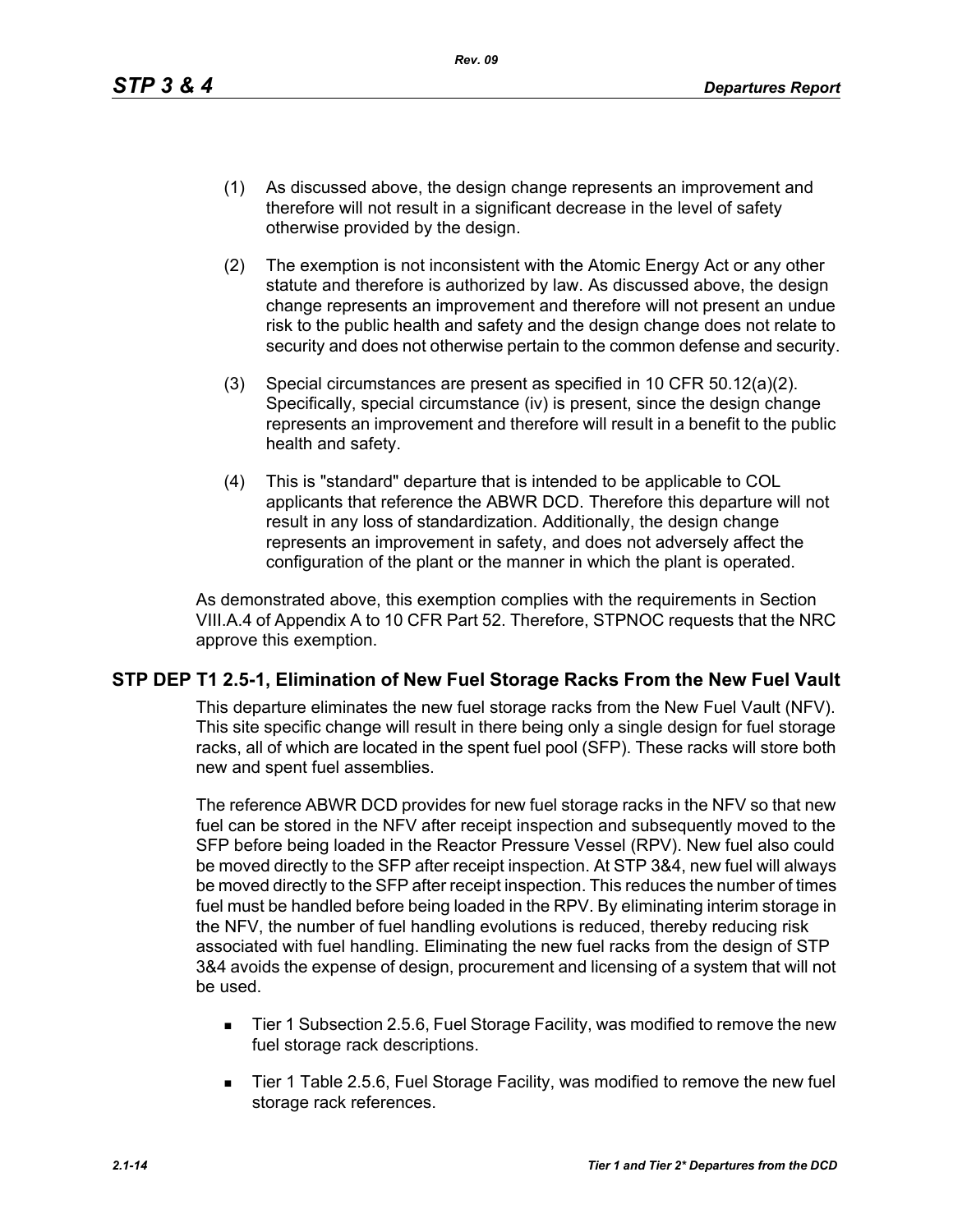(1) As discussed above, the design change represents an improvement and therefore will not result in a significant decrease in the level of safety otherwise provided by the design.

(2) The exemption is not inconsistent with the Atomic Energy Act or any other statute and therefore is authorized by law. As discussed above, the design change represents an improvement and therefore will not present an undue risk to the public health and safety and the design change does not relate to security and does not otherwise pertain to the common defense and security.

(3) Special circumstances are present as specified in 10 CFR 50.12(a)(2). Specifically, special circumstance (iv) is present, since the design change represents an improvement and therefore will result in a benefit to the public health and safety.

(4) This is "standard" departure that is intended to be applicable to COL applicants that reference the ABWR DCD. Therefore this departure will not result in any loss of standardization. Additionally, the design change represents an improvement in safety, and does not adversely affect the configuration of the plant or the manner in which the plant is operated.

As demonstrated above, this exemption complies with the requirements in Section VIII.A.4 of Appendix A to 10 CFR Part 52. Therefore, STPNOC requests that the NRC approve this exemption.

## STP DEP T1 2.5-1, Elimination of New Fuel Storage Racks From the New Fuel Vault

This departure eliminates the new fuel storage racks from the New Fuel Vault (NFV). This site specific change will result in there being only a single design for fuel storage racks, all of which are located in the spent fuel pool (SFP). These racks will store both new and spent fuel assemblies.

The reference ABWR DCD provides for new fuel storage racks in the NFV so that new fuel can be stored in the NFV after receipt inspection and subsequently moved to the SFP before being loaded in the Reactor Pressure Vessel (RPV). New fuel also could be moved directly to the SFP after receipt inspection. At STP 3&4, new fuel will always be moved directly to the SFP after receipt inspection. This reduces the number of times fuel must be handled before being loaded in the RPV. By eliminating interim storage in the NFV, the number of fuel handling evolutions is reduced, thereby reducing risk associated with fuel handling. Eliminating the new fuel racks from the design of STP 3&4 avoids the expense of design, procurement and licensing of a system that will not be used.

- Tier 1 Subsection 2.5.6, Fuel Storage Facility, was modified to remove the new fuel storage rack descriptions.
- Tier 1 Table 2.5.6, Fuel Storage Facility, was modified to remove the new fuel storage rack references.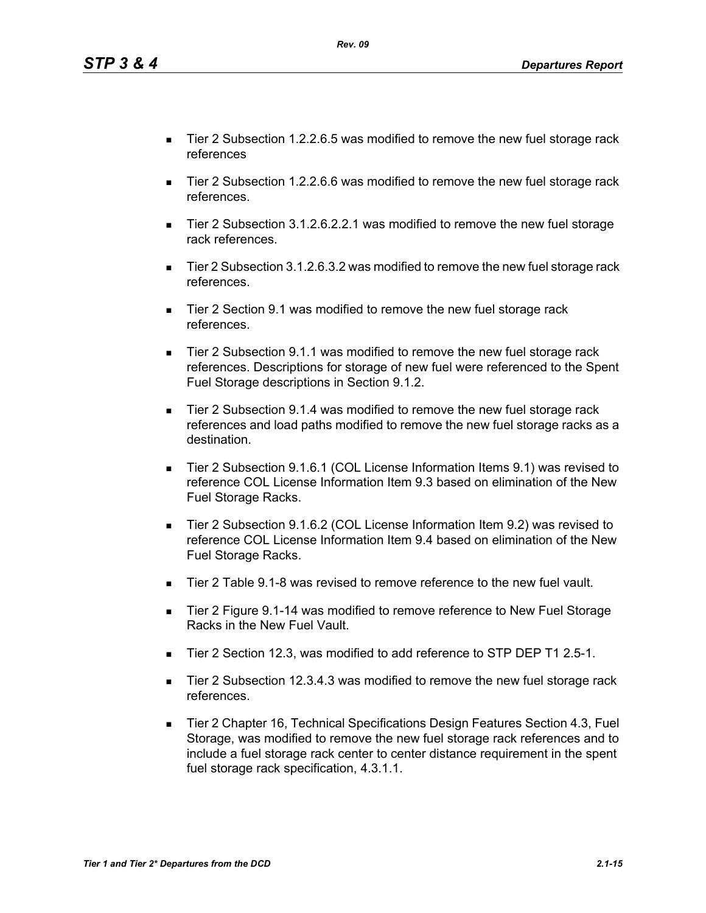- Tier 2 Subsection 1.2.2.6.5 was modified to remove the new fuel storage rack references
- Tier 2 Subsection 1.2.2.6.6 was modified to remove the new fuel storage rack references.
- Tier 2 Subsection 3.1.2.6.2.2.1 was modified to remove the new fuel storage rack references.
- Tier 2 Subsection 3.1.2.6.3.2 was modified to remove the new fuel storage rack references.
- Tier 2 Section 9.1 was modified to remove the new fuel storage rack references.
- Tier 2 Subsection 9.1.1 was modified to remove the new fuel storage rack references. Descriptions for storage of new fuel were referenced to the Spent Fuel Storage descriptions in Section 9.1.2.
- Tier 2 Subsection 9.1.4 was modified to remove the new fuel storage rack references and load paths modified to remove the new fuel storage racks as a destination.
- Tier 2 Subsection 9.1.6.1 (COL License Information Items 9.1) was revised to reference COL License Information Item 9.3 based on elimination of the New Fuel Storage Racks.
- Tier 2 Subsection 9.1.6.2 (COL License Information Item 9.2) was revised to reference COL License Information Item 9.4 based on elimination of the New Fuel Storage Racks.
- Tier 2 Table 9.1-8 was revised to remove reference to the new fuel vault.
- Tier 2 Figure 9.1-14 was modified to remove reference to New Fuel Storage Racks in the New Fuel Vault.
- Tier 2 Section 12.3, was modified to add reference to STP DEP T1 2.5-1.
- Tier 2 Subsection 12.3.4.3 was modified to remove the new fuel storage rack references.
- Tier 2 Chapter 16, Technical Specifications Design Features Section 4.3, Fuel Storage, was modified to remove the new fuel storage rack references and to include a fuel storage rack center to center distance requirement in the spent fuel storage rack specification, 4.3.1.1.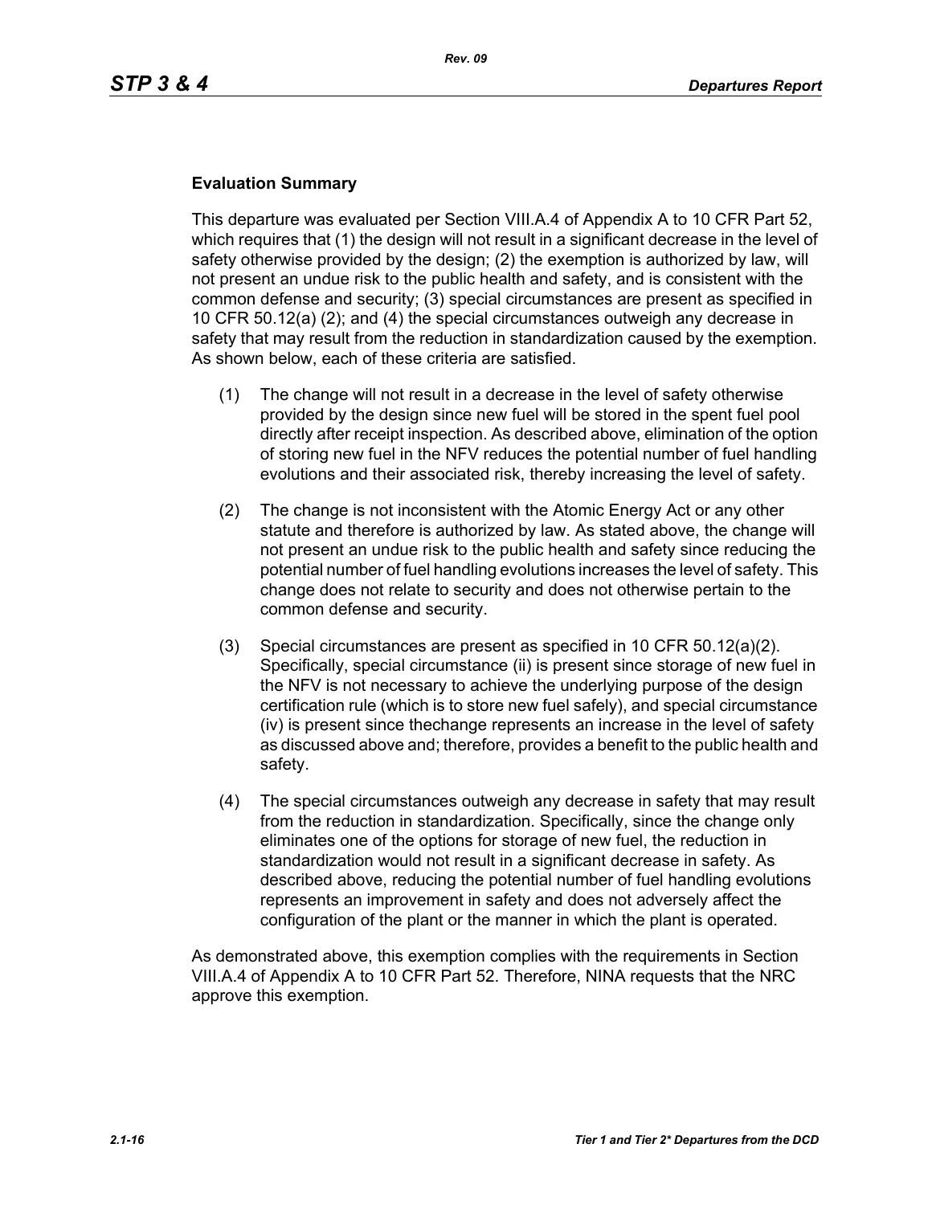**Evaluation Summary**

This departure was evaluated per Section VIII.A.4 of Appendix A to 10 CFR Part 52, which requires that (1) the design will not result in a significant decrease in the level of safety otherwise provided by the design; (2) the exemption is authorized by law, will not present an undue risk to the public health and safety, and is consistent with the common defense and security; (3) special circumstances are present as specified in 10 CFR 50.12(a) (2); and (4) the special circumstances outweigh any decrease in safety that may result from the reduction in standardization caused by the exemption. As shown below, each of these criteria are satisfied.

(1) The change will not result in a decrease in the level of safety otherwise provided by the design since new fuel will be stored in the spent fuel pool directly after receipt inspection. As described above, elimination of the option of storing new fuel in the NFV reduces the potential number of fuel handling evolutions and their associated risk, thereby increasing the level of safety.

(2) The change is not inconsistent with the Atomic Energy Act or any other statute and therefore is authorized by law. As stated above, the change will not present an undue risk to the public health and safety since reducing the potential number of fuel handling evolutions increases the level of safety. This change does not relate to security and does not otherwise pertain to the common defense and security.

(3) Special circumstances are present as specified in 10 CFR 50.12(a)(2). Specifically, special circumstance (ii) is present since storage of new fuel in the NFV is not necessary to achieve the underlying purpose of the design certification rule (which is to store new fuel safely), and special circumstance (iv) is present since thechange represents an increase in the level of safety as discussed above and; therefore, provides a benefit to the public health and safety.

(4) The special circumstances outweigh any decrease in safety that may result from the reduction in standardization. Specifically, since the change only eliminates one of the options for storage of new fuel, the reduction in standardization would not result in a significant decrease in safety. As described above, reducing the potential number of fuel handling evolutions represents an improvement in safety and does not adversely affect the configuration of the plant or the manner in which the plant is operated.

As demonstrated above, this exemption complies with the requirements in Section VIII.A.4 of Appendix A to 10 CFR Part 52. Therefore, NINA requests that the NRC approve this exemption.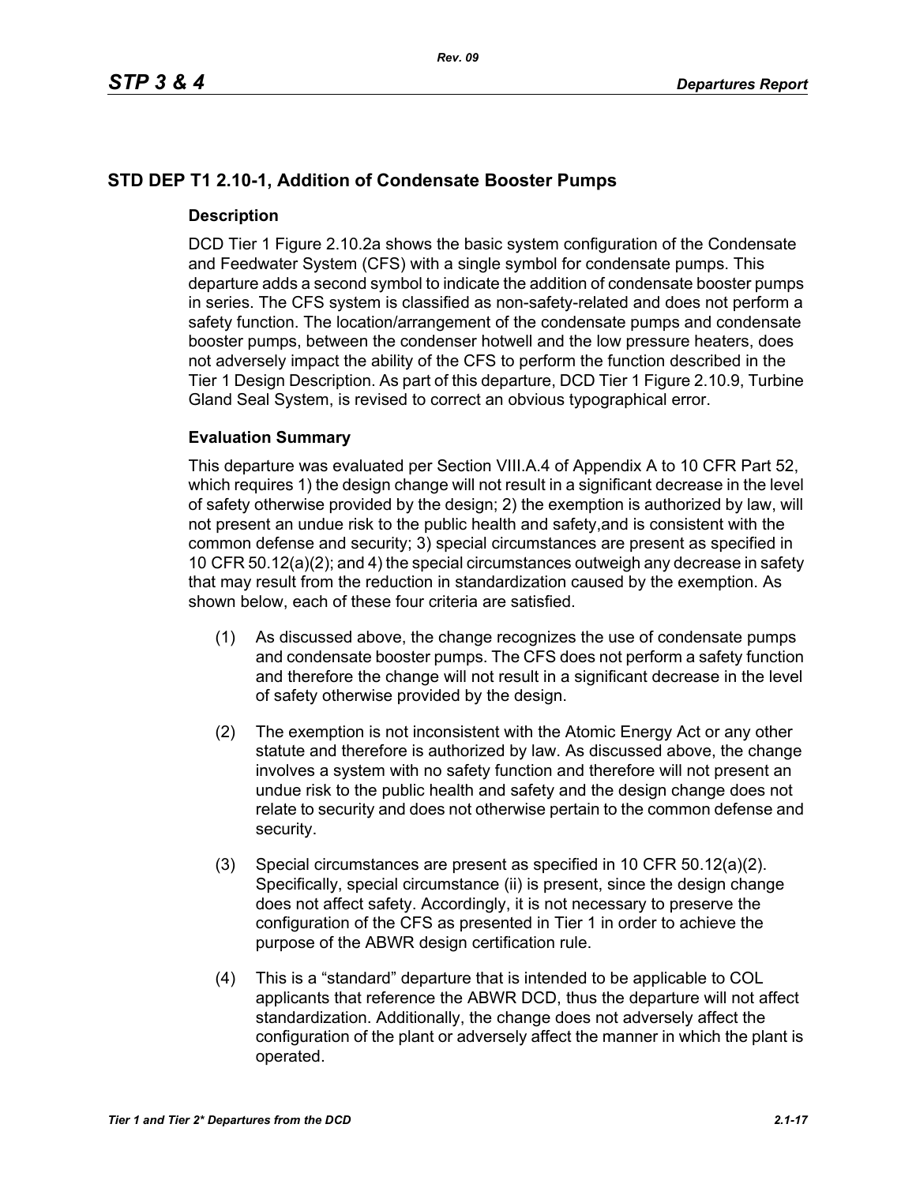## STD DEP T1 2.10-1, Addition of Condensate Booster Pumps

### Description

DCD Tier 1 Figure 2.10.2a shows the basic system configuration of the Condensate and Feedwater System (CFS) with a single symbol for condensate pumps. This departure adds a second symbol to indicate the addition of condensate booster pumps in series. The CFS system is classified as non-safety-related and does not perform a safety function. The location/arrangement of the condensate pumps and condensate booster pumps, between the condenser hotwell and the low pressure heaters, does not adversely impact the ability of the CFS to perform the function described in the Tier 1 Design Description. As part of this departure, DCD Tier 1 Figure 2.10.9, Turbine Gland Seal System, is revised to correct an obvious typographical error.

### Evaluation Summary

This departure was evaluated per Section VIII.A.4 of Appendix A to 10 CFR Part 52, which requires 1) the design change will not result in a significant decrease in the level of safety otherwise provided by the design; 2) the exemption is authorized by law, will not present an undue risk to the public health and safety,and is consistent with the common defense and security; 3) special circumstances are present as specified in 10 CFR 50.12(a)(2); and 4) the special circumstances outweigh any decrease in safety that may result from the reduction in standardization caused by the exemption. As shown below, each of these four criteria are satisfied.

(1) As discussed above, the change recognizes the use of condensate pumps and condensate booster pumps. The CFS does not perform a safety function and therefore the change will not result in a significant decrease in the level of safety otherwise provided by the design.

(2) The exemption is not inconsistent with the Atomic Energy Act or any other statute and therefore is authorized by law. As discussed above, the change involves a system with no safety function and therefore will not present an undue risk to the public health and safety and the design change does not relate to security and does not otherwise pertain to the common defense and security.

(3) Special circumstances are present as specified in 10 CFR 50.12(a)(2). Specifically, special circumstance (ii) is present, since the design change does not affect safety. Accordingly, it is not necessary to preserve the configuration of the CFS as presented in Tier 1 in order to achieve the purpose of the ABWR design certification rule.

(4) This is a "standard" departure that is intended to be applicable to COL applicants that reference the ABWR DCD, thus the departure will not affect standardization. Additionally, the change does not adversely affect the configuration of the plant or adversely affect the manner in which the plant is operated.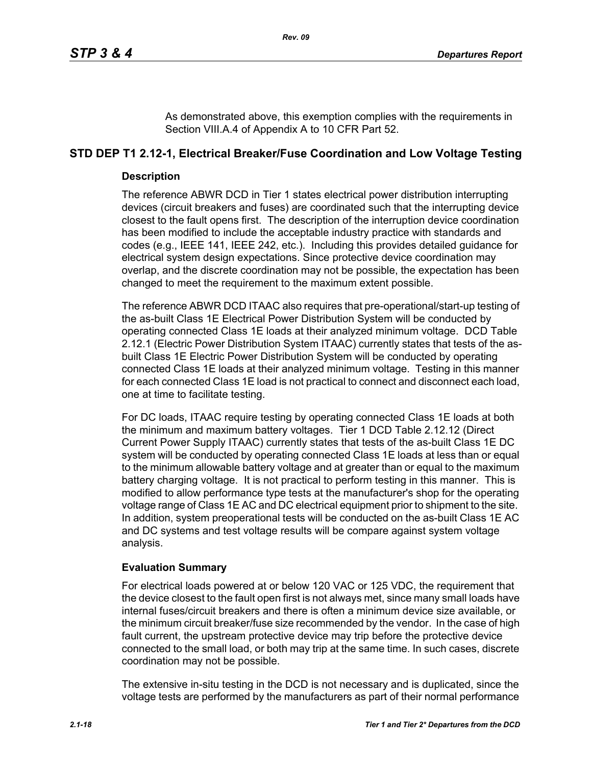As demonstrated above, this exemption complies with the requirements in Section VIII.A.4 of Appendix A to 10 CFR Part 52.

## STD DEP T1 2.12-1, Electrical Breaker/Fuse Coordination and Low Voltage Testing

### Description

The reference ABWR DCD in Tier 1 states electrical power distribution interrupting devices (circuit breakers and fuses) are coordinated such that the interrupting device closest to the fault opens first. The description of the interruption device coordination has been modified to include the acceptable industry practice with standards and codes (e.g., IEEE 141, IEEE 242, etc.). Including this provides detailed guidance for electrical system design expectations. Since protective device coordination may overlap, and the discrete coordination may not be possible, the expectation has been changed to meet the requirement to the maximum extent possible.

The reference ABWR DCD ITAAC also requires that pre-operational/start-up testing of the as-built Class 1E Electrical Power Distribution System will be conducted by operating connected Class 1E loads at their analyzed minimum voltage. DCD Table 2.12.1 (Electric Power Distribution System ITAAC) currently states that tests of the as-built Class 1E Electric Power Distribution System will be conducted by operating connected Class 1E loads at their analyzed minimum voltage. Testing in this manner for each connected Class 1E load is not practical to connect and disconnect each load, one at time to facilitate testing.

For DC loads, ITAAC require testing by operating connected Class 1E loads at both the minimum and maximum battery voltages. Tier 1 DCD Table 2.12.12 (Direct Current Power Supply ITAAC) currently states that tests of the as-built Class 1E DC system will be conducted by operating connected Class 1E loads at less than or equal to the minimum allowable battery voltage and at greater than or equal to the maximum battery charging voltage. It is not practical to perform testing in this manner. This is modified to allow performance type tests at the manufacturer's shop for the operating voltage range of Class 1E AC and DC electrical equipment prior to shipment to the site. In addition, system preoperational tests will be conducted on the as-built Class 1E AC and DC systems and test voltage results will be compare against system voltage analysis.

### Evaluation Summary

For electrical loads powered at or below 120 VAC or 125 VDC, the requirement that the device closest to the fault open first is not always met, since many small loads have internal fuses/circuit breakers and there is often a minimum device size available, or the minimum circuit breaker/fuse size recommended by the vendor. In the case of high fault current, the upstream protective device may trip before the protective device connected to the small load, or both may trip at the same time. In such cases, discrete coordination may not be possible.

The extensive in-situ testing in the DCD is not necessary and is duplicated, since the voltage tests are performed by the manufacturers as part of their normal performance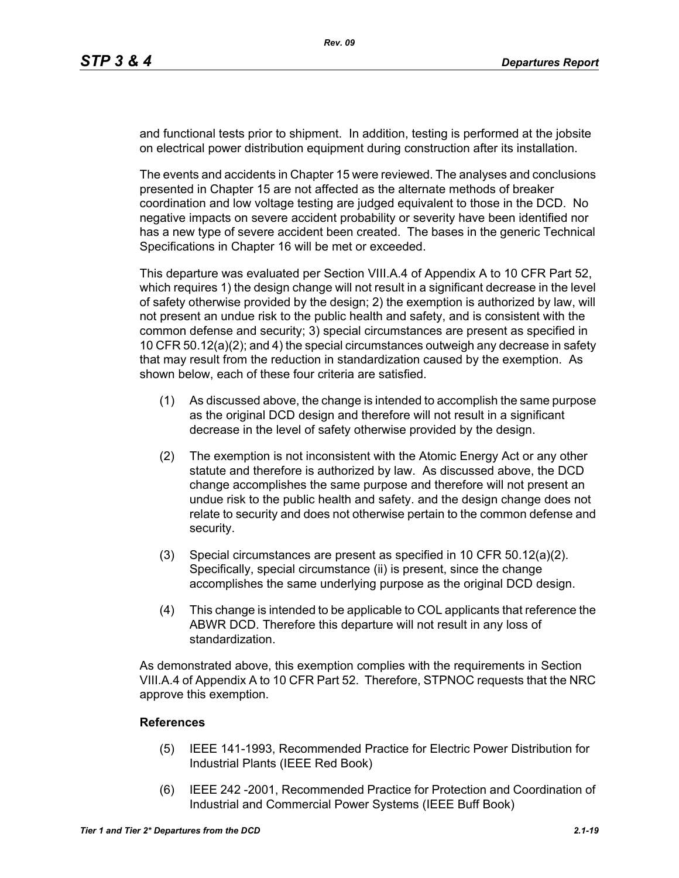and functional tests prior to shipment. In addition, testing is performed at the jobsite on electrical power distribution equipment during construction after its installation.

The events and accidents in Chapter 15 were reviewed. The analyses and conclusions presented in Chapter 15 are not affected as the alternate methods of breaker coordination and low voltage testing are judged equivalent to those in the DCD. No negative impacts on severe accident probability or severity have been identified nor has a new type of severe accident been created. The bases in the generic Technical Specifications in Chapter 16 will be met or exceeded.

This departure was evaluated per Section VIII.A.4 of Appendix A to 10 CFR Part 52, which requires 1) the design change will not result in a significant decrease in the level of safety otherwise provided by the design; 2) the exemption is authorized by law, will not present an undue risk to the public health and safety, and is consistent with the common defense and security; 3) special circumstances are present as specified in 10 CFR 50.12(a)(2); and 4) the special circumstances outweigh any decrease in safety that may result from the reduction in standardization caused by the exemption. As shown below, each of these four criteria are satisfied.

(1) As discussed above, the change is intended to accomplish the same purpose as the original DCD design and therefore will not result in a significant decrease in the level of safety otherwise provided by the design.

(2) The exemption is not inconsistent with the Atomic Energy Act or any other statute and therefore is authorized by law. As discussed above, the DCD change accomplishes the same purpose and therefore will not present an undue risk to the public health and safety. and the design change does not relate to security and does not otherwise pertain to the common defense and security.

(3) Special circumstances are present as specified in 10 CFR 50.12(a)(2). Specifically, special circumstance (ii) is present, since the change accomplishes the same underlying purpose as the original DCD design.

(4) This change is intended to be applicable to COL applicants that reference the ABWR DCD. Therefore this departure will not result in any loss of standardization.

As demonstrated above, this exemption complies with the requirements in Section VIII.A.4 of Appendix A to 10 CFR Part 52. Therefore, STPNOC requests that the NRC approve this exemption.

**References**

(5) IEEE 141-1993, Recommended Practice for Electric Power Distribution for Industrial Plants (IEEE Red Book)

(6) IEEE 242 -2001, Recommended Practice for Protection and Coordination of Industrial and Commercial Power Systems (IEEE Buff Book)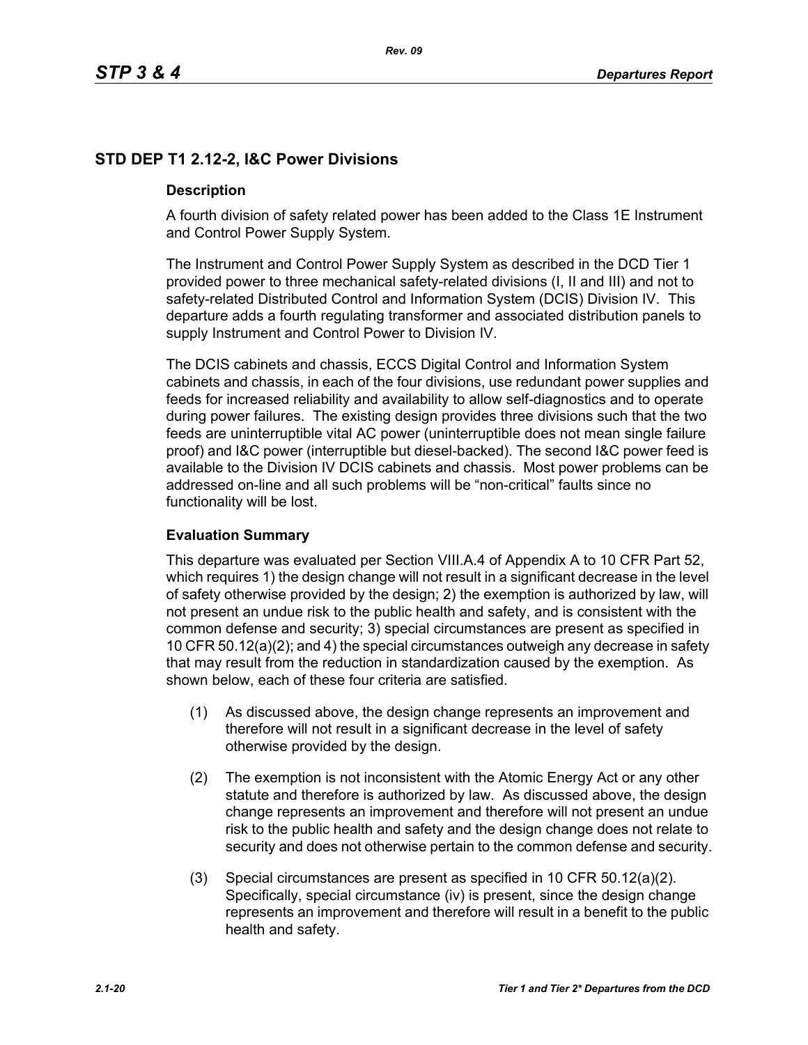## STD DEP T1 2.12-2, I&C Power Divisions

### Description

A fourth division of safety related power has been added to the Class 1E Instrument and Control Power Supply System.

The Instrument and Control Power Supply System as described in the DCD Tier 1 provided power to three mechanical safety-related divisions (I, II and III) and not to safety-related Distributed Control and Information System (DCIS) Division IV. This departure adds a fourth regulating transformer and associated distribution panels to supply Instrument and Control Power to Division IV.

The DCIS cabinets and chassis, ECCS Digital Control and Information System cabinets and chassis, in each of the four divisions, use redundant power supplies and feeds for increased reliability and availability to allow self-diagnostics and to operate during power failures. The existing design provides three divisions such that the two feeds are uninterruptible vital AC power (uninterruptible does not mean single failure proof) and I&C power (interruptible but diesel-backed). The second I&C power feed is available to the Division IV DCIS cabinets and chassis. Most power problems can be addressed on-line and all such problems will be "non-critical" faults since no functionality will be lost.

### Evaluation Summary

This departure was evaluated per Section VIII.A.4 of Appendix A to 10 CFR Part 52, which requires 1) the design change will not result in a significant decrease in the level of safety otherwise provided by the design; 2) the exemption is authorized by law, will not present an undue risk to the public health and safety, and is consistent with the common defense and security; 3) special circumstances are present as specified in 10 CFR 50.12(a)(2); and 4) the special circumstances outweigh any decrease in safety that may result from the reduction in standardization caused by the exemption. As shown below, each of these four criteria are satisfied.

(1) As discussed above, the design change represents an improvement and therefore will not result in a significant decrease in the level of safety otherwise provided by the design.

(2) The exemption is not inconsistent with the Atomic Energy Act or any other statute and therefore is authorized by law. As discussed above, the design change represents an improvement and therefore will not present an undue risk to the public health and safety and the design change does not relate to security and does not otherwise pertain to the common defense and security.

(3) Special circumstances are present as specified in 10 CFR 50.12(a)(2). Specifically, special circumstance (iv) is present, since the design change represents an improvement and therefore will result in a benefit to the public health and safety.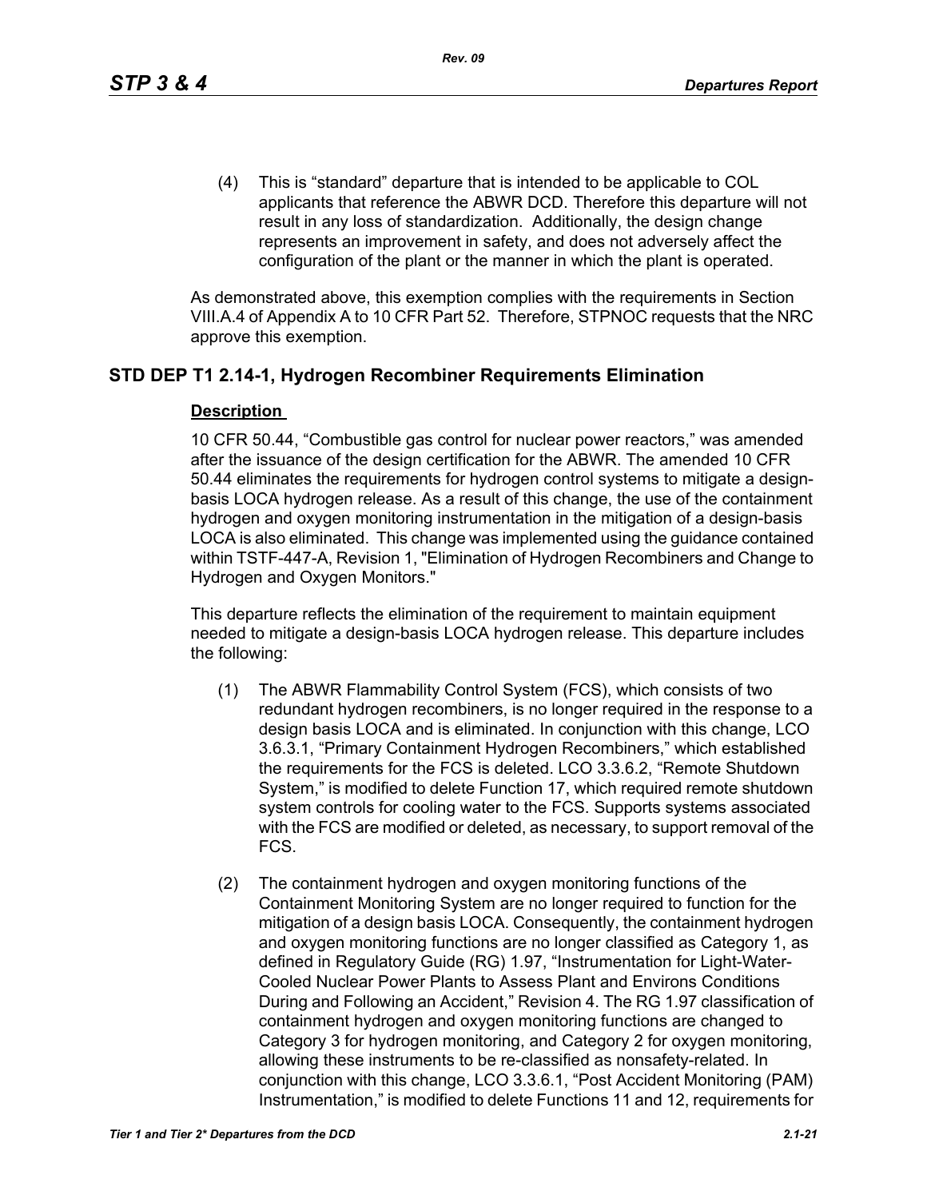(4) This is “standard” departure that is intended to be applicable to COL applicants that reference the ABWR DCD. Therefore this departure will not result in any loss of standardization. Additionally, the design change represents an improvement in safety, and does not adversely affect the configuration of the plant or the manner in which the plant is operated.

As demonstrated above, this exemption complies with the requirements in Section VIII.A.4 of Appendix A to 10 CFR Part 52. Therefore, STPNOC requests that the NRC approve this exemption.

## STD DEP T1 2.14-1, Hydrogen Recombiner Requirements Elimination

### Description

10 CFR 50.44, “Combustible gas control for nuclear power reactors,” was amended after the issuance of the design certification for the ABWR. The amended 10 CFR 50.44 eliminates the requirements for hydrogen control systems to mitigate a design-basis LOCA hydrogen release. As a result of this change, the use of the containment hydrogen and oxygen monitoring instrumentation in the mitigation of a design-basis LOCA is also eliminated. This change was implemented using the guidance contained within TSTF-447-A, Revision 1, "Elimination of Hydrogen Recombiners and Change to Hydrogen and Oxygen Monitors."

This departure reflects the elimination of the requirement to maintain equipment needed to mitigate a design-basis LOCA hydrogen release. This departure includes the following:

(1) The ABWR Flammability Control System (FCS), which consists of two redundant hydrogen recombiners, is no longer required in the response to a design basis LOCA and is eliminated. In conjunction with this change, LCO 3.6.3.1, “Primary Containment Hydrogen Recombiners,” which established the requirements for the FCS is deleted. LCO 3.3.6.2, “Remote Shutdown System,” is modified to delete Function 17, which required remote shutdown system controls for cooling water to the FCS. Supports systems associated with the FCS are modified or deleted, as necessary, to support removal of the FCS.

(2) The containment hydrogen and oxygen monitoring functions of the Containment Monitoring System are no longer required to function for the mitigation of a design basis LOCA. Consequently, the containment hydrogen and oxygen monitoring functions are no longer classified as Category 1, as defined in Regulatory Guide (RG) 1.97, “Instrumentation for Light-Water-Cooled Nuclear Power Plants to Assess Plant and Environs Conditions During and Following an Accident,” Revision 4. The RG 1.97 classification of containment hydrogen and oxygen monitoring functions are changed to Category 3 for hydrogen monitoring, and Category 2 for oxygen monitoring, allowing these instruments to be re-classified as nonsafety-related. In conjunction with this change, LCO 3.3.6.1, “Post Accident Monitoring (PAM) Instrumentation,” is modified to delete Functions 11 and 12, requirements for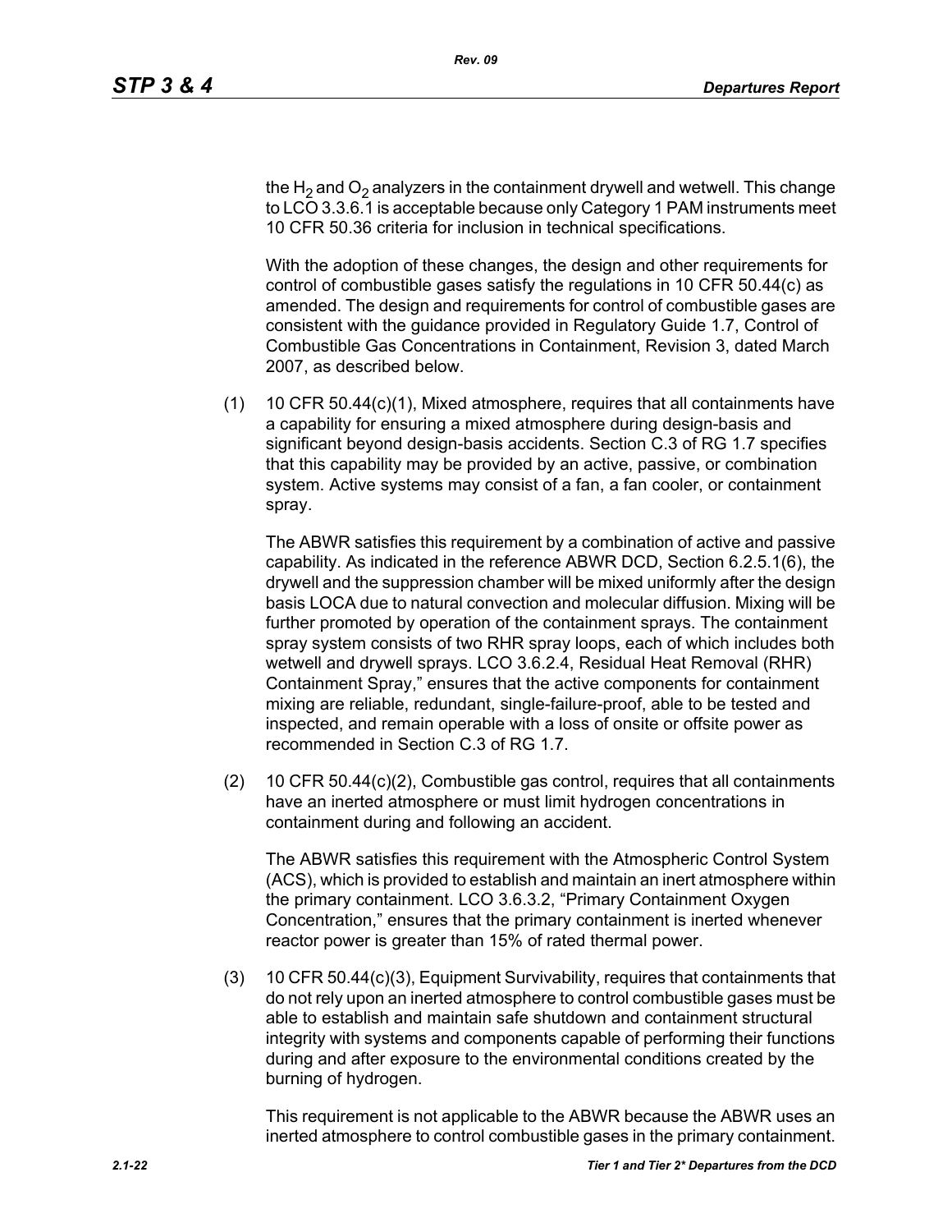the $H_2$ and $O_2$ analyzers in the containment drywell and wetwell. This change to LCO 3.3.6.1 is acceptable because only Category 1 PAM instruments meet 10 CFR 50.36 criteria for inclusion in technical specifications.

With the adoption of these changes, the design and other requirements for control of combustible gases satisfy the regulations in 10 CFR 50.44(c) as amended. The design and requirements for control of combustible gases are consistent with the guidance provided in Regulatory Guide 1.7, Control of Combustible Gas Concentrations in Containment, Revision 3, dated March 2007, as described below.

(1) 10 CFR 50.44(c)(1), Mixed atmosphere, requires that all containments have a capability for ensuring a mixed atmosphere during design-basis and significant beyond design-basis accidents. Section C.3 of RG 1.7 specifies that this capability may be provided by an active, passive, or combination system. Active systems may consist of a fan, a fan cooler, or containment spray.

The ABWR satisfies this requirement by a combination of active and passive capability. As indicated in the reference ABWR DCD, Section 6.2.5.1(6), the drywell and the suppression chamber will be mixed uniformly after the design basis LOCA due to natural convection and molecular diffusion. Mixing will be further promoted by operation of the containment sprays. The containment spray system consists of two RHR spray loops, each of which includes both wetwell and drywell sprays. LCO 3.6.2.4, Residual Heat Removal (RHR) Containment Spray," ensures that the active components for containment mixing are reliable, redundant, single-failure-proof, able to be tested and inspected, and remain operable with a loss of onsite or offsite power as recommended in Section C.3 of RG 1.7.

(2) 10 CFR 50.44(c)(2), Combustible gas control, requires that all containments have an inerted atmosphere or must limit hydrogen concentrations in containment during and following an accident.

The ABWR satisfies this requirement with the Atmospheric Control System (ACS), which is provided to establish and maintain an inert atmosphere within the primary containment. LCO 3.6.3.2, "Primary Containment Oxygen Concentration," ensures that the primary containment is inerted whenever reactor power is greater than 15% of rated thermal power.

(3) 10 CFR 50.44(c)(3), Equipment Survivability, requires that containments that do not rely upon an inerted atmosphere to control combustible gases must be able to establish and maintain safe shutdown and containment structural integrity with systems and components capable of performing their functions during and after exposure to the environmental conditions created by the burning of hydrogen.

This requirement is not applicable to the ABWR because the ABWR uses an inerted atmosphere to control combustible gases in the primary containment.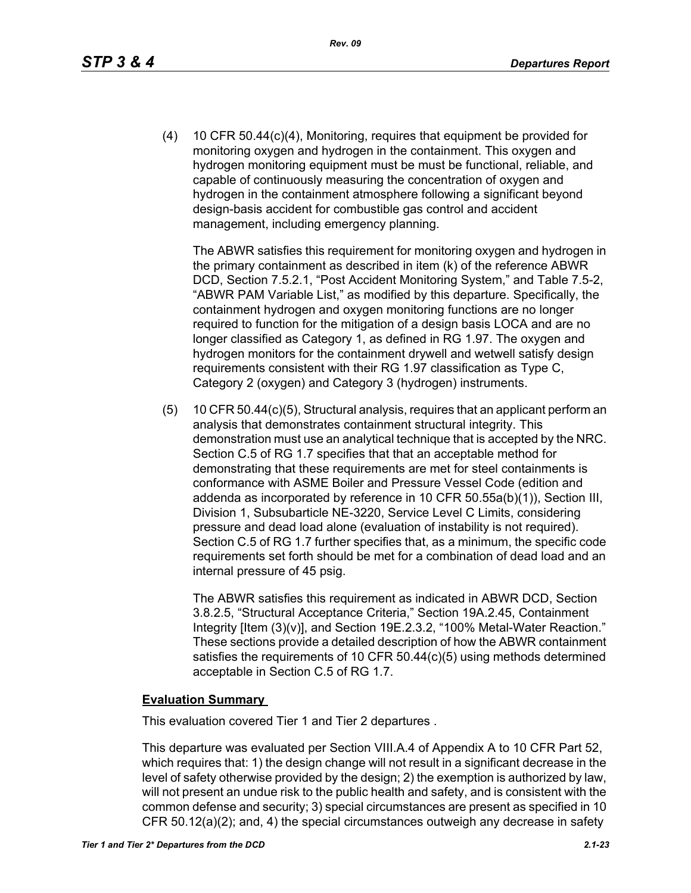(4) 10 CFR 50.44(c)(4), Monitoring, requires that equipment be provided for monitoring oxygen and hydrogen in the containment. This oxygen and hydrogen monitoring equipment must be must be functional, reliable, and capable of continuously measuring the concentration of oxygen and hydrogen in the containment atmosphere following a significant beyond design-basis accident for combustible gas control and accident management, including emergency planning.

   The ABWR satisfies this requirement for monitoring oxygen and hydrogen in the primary containment as described in item (k) of the reference ABWR DCD, Section 7.5.2.1, "Post Accident Monitoring System," and Table 7.5-2, "ABWR PAM Variable List," as modified by this departure. Specifically, the containment hydrogen and oxygen monitoring functions are no longer required to function for the mitigation of a design basis LOCA and are no longer classified as Category 1, as defined in RG 1.97. The oxygen and hydrogen monitors for the containment drywell and wetwell satisfy design requirements consistent with their RG 1.97 classification as Type C, Category 2 (oxygen) and Category 3 (hydrogen) instruments.

(5) 10 CFR 50.44(c)(5), Structural analysis, requires that an applicant perform an analysis that demonstrates containment structural integrity. This demonstration must use an analytical technique that is accepted by the NRC. Section C.5 of RG 1.7 specifies that that an acceptable method for demonstrating that these requirements are met for steel containments is conformance with ASME Boiler and Pressure Vessel Code (edition and addenda as incorporated by reference in 10 CFR 50.55a(b)(1)), Section III, Division 1, Subsubarticle NE-3220, Service Level C Limits, considering pressure and dead load alone (evaluation of instability is not required). Section C.5 of RG 1.7 further specifies that, as a minimum, the specific code requirements set forth should be met for a combination of dead load and an internal pressure of 45 psig.

   The ABWR satisfies this requirement as indicated in ABWR DCD, Section 3.8.2.5, "Structural Acceptance Criteria," Section 19A.2.45, Containment Integrity [Item (3)(v)], and Section 19E.2.3.2, "100% Metal-Water Reaction." These sections provide a detailed description of how the ABWR containment satisfies the requirements of 10 CFR 50.44(c)(5) using methods determined acceptable in Section C.5 of RG 1.7.

**Evaluation Summary**

This evaluation covered Tier 1 and Tier 2 departures .

This departure was evaluated per Section VIII.A.4 of Appendix A to 10 CFR Part 52, which requires that: 1) the design change will not result in a significant decrease in the level of safety otherwise provided by the design; 2) the exemption is authorized by law, will not present an undue risk to the public health and safety, and is consistent with the common defense and security; 3) special circumstances are present as specified in 10 CFR 50.12(a)(2); and, 4) the special circumstances outweigh any decrease in safety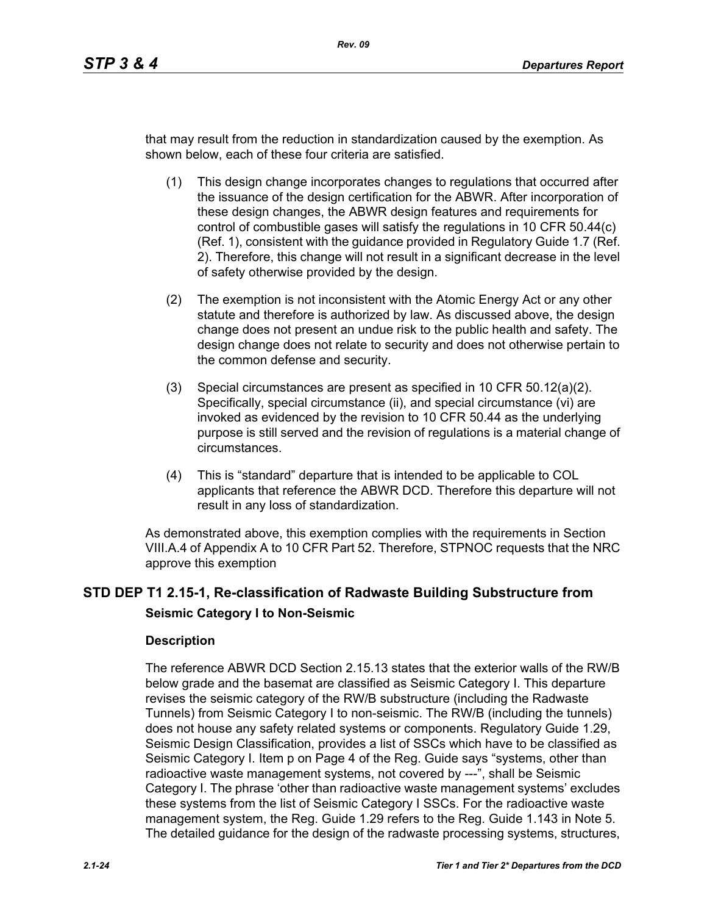that may result from the reduction in standardization caused by the exemption. As shown below, each of these four criteria are satisfied.

(1) This design change incorporates changes to regulations that occurred after the issuance of the design certification for the ABWR. After incorporation of these design changes, the ABWR design features and requirements for control of combustible gases will satisfy the regulations in 10 CFR 50.44(c) (Ref. 1), consistent with the guidance provided in Regulatory Guide 1.7 (Ref. 2). Therefore, this change will not result in a significant decrease in the level of safety otherwise provided by the design.

(2) The exemption is not inconsistent with the Atomic Energy Act or any other statute and therefore is authorized by law. As discussed above, the design change does not present an undue risk to the public health and safety. The design change does not relate to security and does not otherwise pertain to the common defense and security.

(3) Special circumstances are present as specified in 10 CFR 50.12(a)(2). Specifically, special circumstance (ii), and special circumstance (vi) are invoked as evidenced by the revision to 10 CFR 50.44 as the underlying purpose is still served and the revision of regulations is a material change of circumstances.

(4) This is "standard" departure that is intended to be applicable to COL applicants that reference the ABWR DCD. Therefore this departure will not result in any loss of standardization.

As demonstrated above, this exemption complies with the requirements in Section VIII.A.4 of Appendix A to 10 CFR Part 52. Therefore, STPNOC requests that the NRC approve this exemption

## STD DEP T1 2.15-1, Re-classification of Radwaste Building Substructure from Seismic Category I to Non-Seismic

### Description

The reference ABWR DCD Section 2.15.13 states that the exterior walls of the RW/B below grade and the basemat are classified as Seismic Category I. This departure revises the seismic category of the RW/B substructure (including the Radwaste Tunnels) from Seismic Category I to non-seismic. The RW/B (including the tunnels) does not house any safety related systems or components. Regulatory Guide 1.29, Seismic Design Classification, provides a list of SSCs which have to be classified as Seismic Category I. Item p on Page 4 of the Reg. Guide says "systems, other than radioactive waste management systems, not covered by ---", shall be Seismic Category I. The phrase 'other than radioactive waste management systems' excludes these systems from the list of Seismic Category I SSCs. For the radioactive waste management system, the Reg. Guide 1.29 refers to the Reg. Guide 1.143 in Note 5. The detailed guidance for the design of the radwaste processing systems, structures,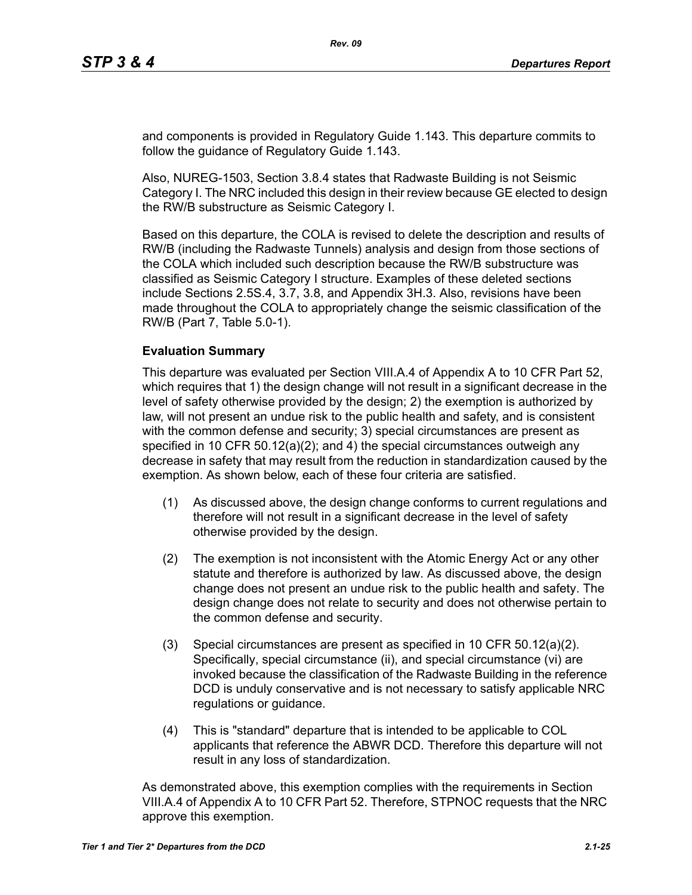and components is provided in Regulatory Guide 1.143. This departure commits to follow the guidance of Regulatory Guide 1.143.

Also, NUREG-1503, Section 3.8.4 states that Radwaste Building is not Seismic Category I. The NRC included this design in their review because GE elected to design the RW/B substructure as Seismic Category I.

Based on this departure, the COLA is revised to delete the description and results of RW/B (including the Radwaste Tunnels) analysis and design from those sections of the COLA which included such description because the RW/B substructure was classified as Seismic Category I structure. Examples of these deleted sections include Sections 2.5S.4, 3.7, 3.8, and Appendix 3H.3. Also, revisions have been made throughout the COLA to appropriately change the seismic classification of the RW/B (Part 7, Table 5.0-1).

**Evaluation Summary**

This departure was evaluated per Section VIII.A.4 of Appendix A to 10 CFR Part 52, which requires that 1) the design change will not result in a significant decrease in the level of safety otherwise provided by the design; 2) the exemption is authorized by law, will not present an undue risk to the public health and safety, and is consistent with the common defense and security; 3) special circumstances are present as specified in 10 CFR 50.12(a)(2); and 4) the special circumstances outweigh any decrease in safety that may result from the reduction in standardization caused by the exemption. As shown below, each of these four criteria are satisfied.

(1) As discussed above, the design change conforms to current regulations and therefore will not result in a significant decrease in the level of safety otherwise provided by the design.

(2) The exemption is not inconsistent with the Atomic Energy Act or any other statute and therefore is authorized by law. As discussed above, the design change does not present an undue risk to the public health and safety. The design change does not relate to security and does not otherwise pertain to the common defense and security.

(3) Special circumstances are present as specified in 10 CFR 50.12(a)(2). Specifically, special circumstance (ii), and special circumstance (vi) are invoked because the classification of the Radwaste Building in the reference DCD is unduly conservative and is not necessary to satisfy applicable NRC regulations or guidance.

(4) This is "standard" departure that is intended to be applicable to COL applicants that reference the ABWR DCD. Therefore this departure will not result in any loss of standardization.

As demonstrated above, this exemption complies with the requirements in Section VIII.A.4 of Appendix A to 10 CFR Part 52. Therefore, STPNOC requests that the NRC approve this exemption.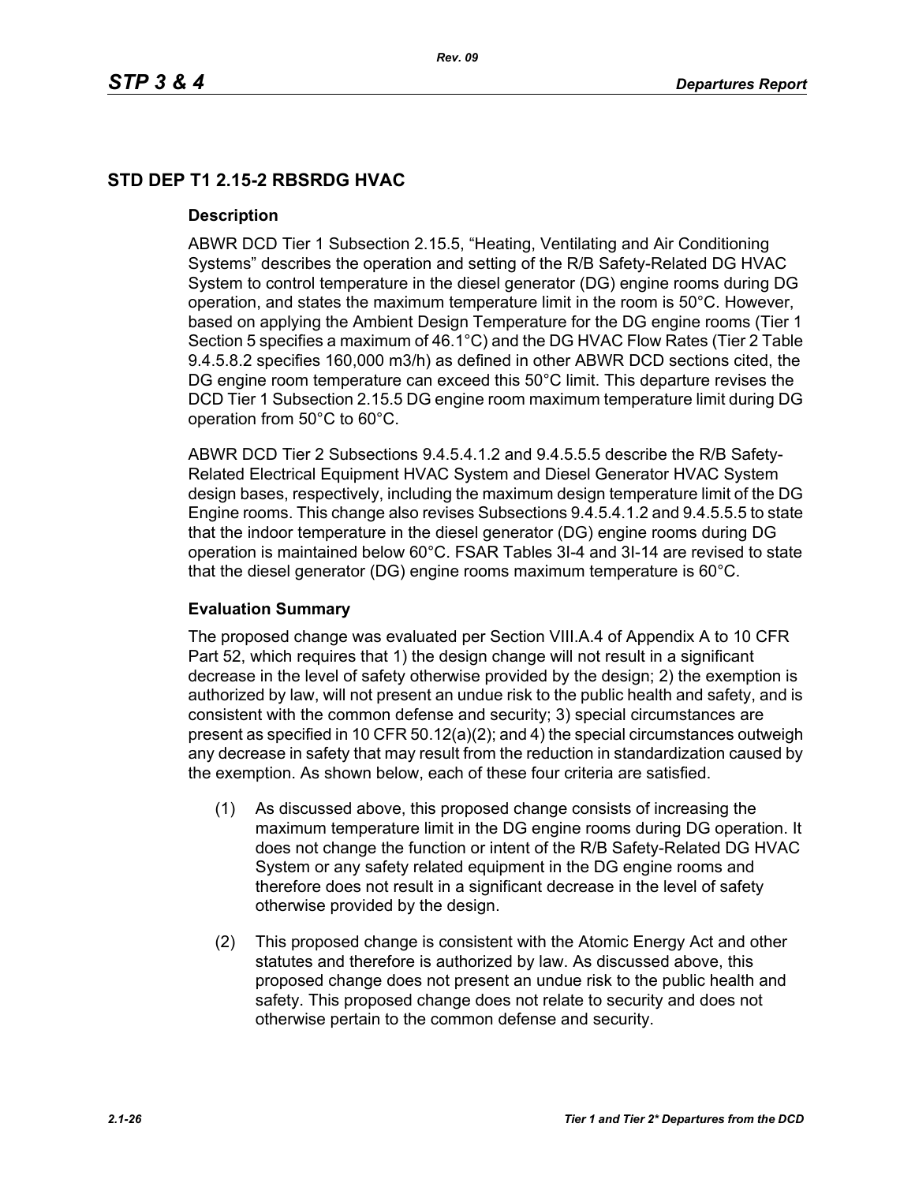## STD DEP T1 2.15-2 RBSRDG HVAC

### Description

ABWR DCD Tier 1 Subsection 2.15.5, "Heating, Ventilating and Air Conditioning Systems" describes the operation and setting of the R/B Safety-Related DG HVAC System to control temperature in the diesel generator (DG) engine rooms during DG operation, and states the maximum temperature limit in the room is 50°C. However, based on applying the Ambient Design Temperature for the DG engine rooms (Tier 1 Section 5 specifies a maximum of 46.1°C) and the DG HVAC Flow Rates (Tier 2 Table 9.4.5.8.2 specifies 160,000 m3/h) as defined in other ABWR DCD sections cited, the DG engine room temperature can exceed this 50°C limit. This departure revises the DCD Tier 1 Subsection 2.15.5 DG engine room maximum temperature limit during DG operation from 50°C to 60°C.

ABWR DCD Tier 2 Subsections 9.4.5.4.1.2 and 9.4.5.5.5 describe the R/B Safety-Related Electrical Equipment HVAC System and Diesel Generator HVAC System design bases, respectively, including the maximum design temperature limit of the DG Engine rooms. This change also revises Subsections 9.4.5.4.1.2 and 9.4.5.5.5 to state that the indoor temperature in the diesel generator (DG) engine rooms during DG operation is maintained below 60°C. FSAR Tables 3I-4 and 3I-14 are revised to state that the diesel generator (DG) engine rooms maximum temperature is 60°C.

### Evaluation Summary

The proposed change was evaluated per Section VIII.A.4 of Appendix A to 10 CFR Part 52, which requires that 1) the design change will not result in a significant decrease in the level of safety otherwise provided by the design; 2) the exemption is authorized by law, will not present an undue risk to the public health and safety, and is consistent with the common defense and security; 3) special circumstances are present as specified in 10 CFR 50.12(a)(2); and 4) the special circumstances outweigh any decrease in safety that may result from the reduction in standardization caused by the exemption. As shown below, each of these four criteria are satisfied.

(1) As discussed above, this proposed change consists of increasing the maximum temperature limit in the DG engine rooms during DG operation. It does not change the function or intent of the R/B Safety-Related DG HVAC System or any safety related equipment in the DG engine rooms and therefore does not result in a significant decrease in the level of safety otherwise provided by the design.

(2) This proposed change is consistent with the Atomic Energy Act and other statutes and therefore is authorized by law. As discussed above, this proposed change does not present an undue risk to the public health and safety. This proposed change does not relate to security and does not otherwise pertain to the common defense and security.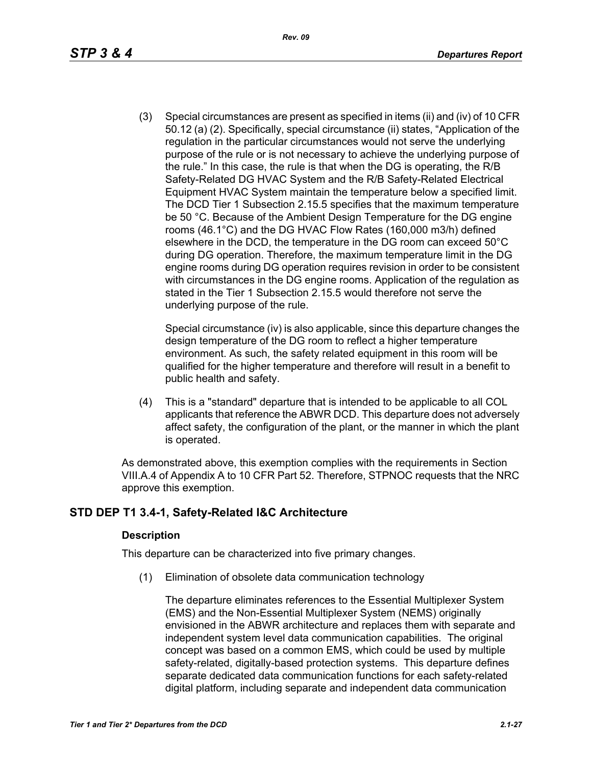(3) Special circumstances are present as specified in items (ii) and (iv) of 10 CFR 50.12 (a) (2). Specifically, special circumstance (ii) states, "Application of the regulation in the particular circumstances would not serve the underlying purpose of the rule or is not necessary to achieve the underlying purpose of the rule." In this case, the rule is that when the DG is operating, the R/B Safety-Related DG HVAC System and the R/B Safety-Related Electrical Equipment HVAC System maintain the temperature below a specified limit. The DCD Tier 1 Subsection 2.15.5 specifies that the maximum temperature be 50 °C. Because of the Ambient Design Temperature for the DG engine rooms (46.1°C) and the DG HVAC Flow Rates (160,000 m3/h) defined elsewhere in the DCD, the temperature in the DG room can exceed 50°C during DG operation. Therefore, the maximum temperature limit in the DG engine rooms during DG operation requires revision in order to be consistent with circumstances in the DG engine rooms. Application of the regulation as stated in the Tier 1 Subsection 2.15.5 would therefore not serve the underlying purpose of the rule.

    Special circumstance (iv) is also applicable, since this departure changes the design temperature of the DG room to reflect a higher temperature environment. As such, the safety related equipment in this room will be qualified for the higher temperature and therefore will result in a benefit to public health and safety.

(4) This is a "standard" departure that is intended to be applicable to all COL applicants that reference the ABWR DCD. This departure does not adversely affect safety, the configuration of the plant, or the manner in which the plant is operated.

As demonstrated above, this exemption complies with the requirements in Section VIII.A.4 of Appendix A to 10 CFR Part 52. Therefore, STPNOC requests that the NRC approve this exemption.

## STD DEP T1 3.4-1, Safety-Related I&C Architecture

### Description

This departure can be characterized into five primary changes.

(1) Elimination of obsolete data communication technology

    The departure eliminates references to the Essential Multiplexer System (EMS) and the Non-Essential Multiplexer System (NEMS) originally envisioned in the ABWR architecture and replaces them with separate and independent system level data communication capabilities. The original concept was based on a common EMS, which could be used by multiple safety-related, digitally-based protection systems. This departure defines separate dedicated data communication functions for each safety-related digital platform, including separate and independent data communication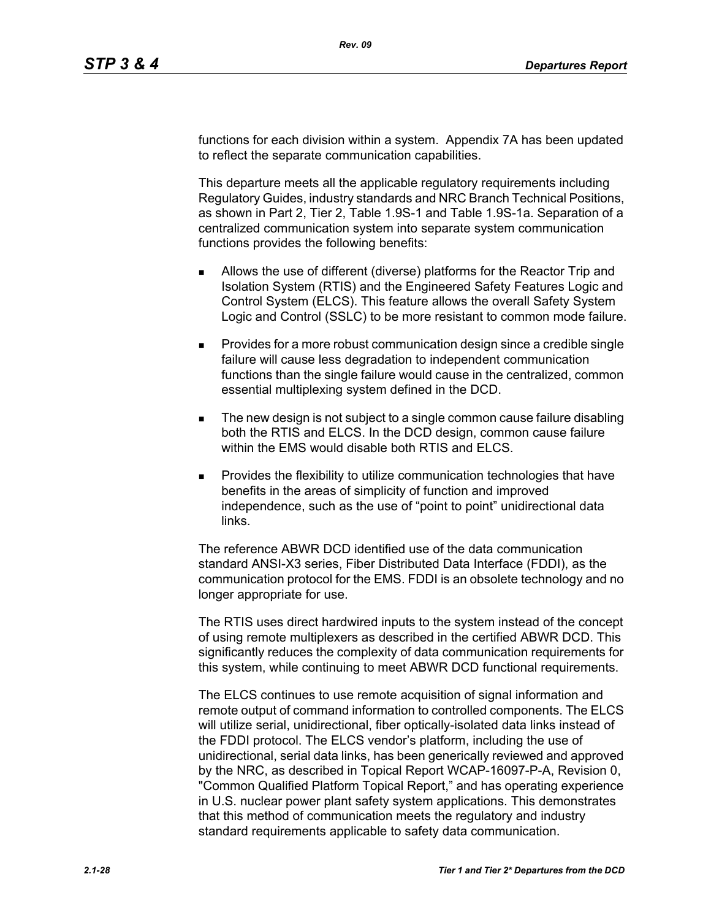functions for each division within a system. Appendix 7A has been updated to reflect the separate communication capabilities.

This departure meets all the applicable regulatory requirements including Regulatory Guides, industry standards and NRC Branch Technical Positions, as shown in Part 2, Tier 2, Table 1.9S-1 and Table 1.9S-1a. Separation of a centralized communication system into separate system communication functions provides the following benefits:

- Allows the use of different (diverse) platforms for the Reactor Trip and Isolation System (RTIS) and the Engineered Safety Features Logic and Control System (ELCS). This feature allows the overall Safety System Logic and Control (SSLC) to be more resistant to common mode failure.
- Provides for a more robust communication design since a credible single failure will cause less degradation to independent communication functions than the single failure would cause in the centralized, common essential multiplexing system defined in the DCD.
- The new design is not subject to a single common cause failure disabling both the RTIS and ELCS. In the DCD design, common cause failure within the EMS would disable both RTIS and ELCS.
- Provides the flexibility to utilize communication technologies that have benefits in the areas of simplicity of function and improved independence, such as the use of "point to point" unidirectional data links.

The reference ABWR DCD identified use of the data communication standard ANSI-X3 series, Fiber Distributed Data Interface (FDDI), as the communication protocol for the EMS. FDDI is an obsolete technology and no longer appropriate for use.

The RTIS uses direct hardwired inputs to the system instead of the concept of using remote multiplexers as described in the certified ABWR DCD. This significantly reduces the complexity of data communication requirements for this system, while continuing to meet ABWR DCD functional requirements.

The ELCS continues to use remote acquisition of signal information and remote output of command information to controlled components. The ELCS will utilize serial, unidirectional, fiber optically-isolated data links instead of the FDDI protocol. The ELCS vendor's platform, including the use of unidirectional, serial data links, has been generically reviewed and approved by the NRC, as described in Topical Report WCAP-16097-P-A, Revision 0, "Common Qualified Platform Topical Report," and has operating experience in U.S. nuclear power plant safety system applications. This demonstrates that this method of communication meets the regulatory and industry standard requirements applicable to safety data communication.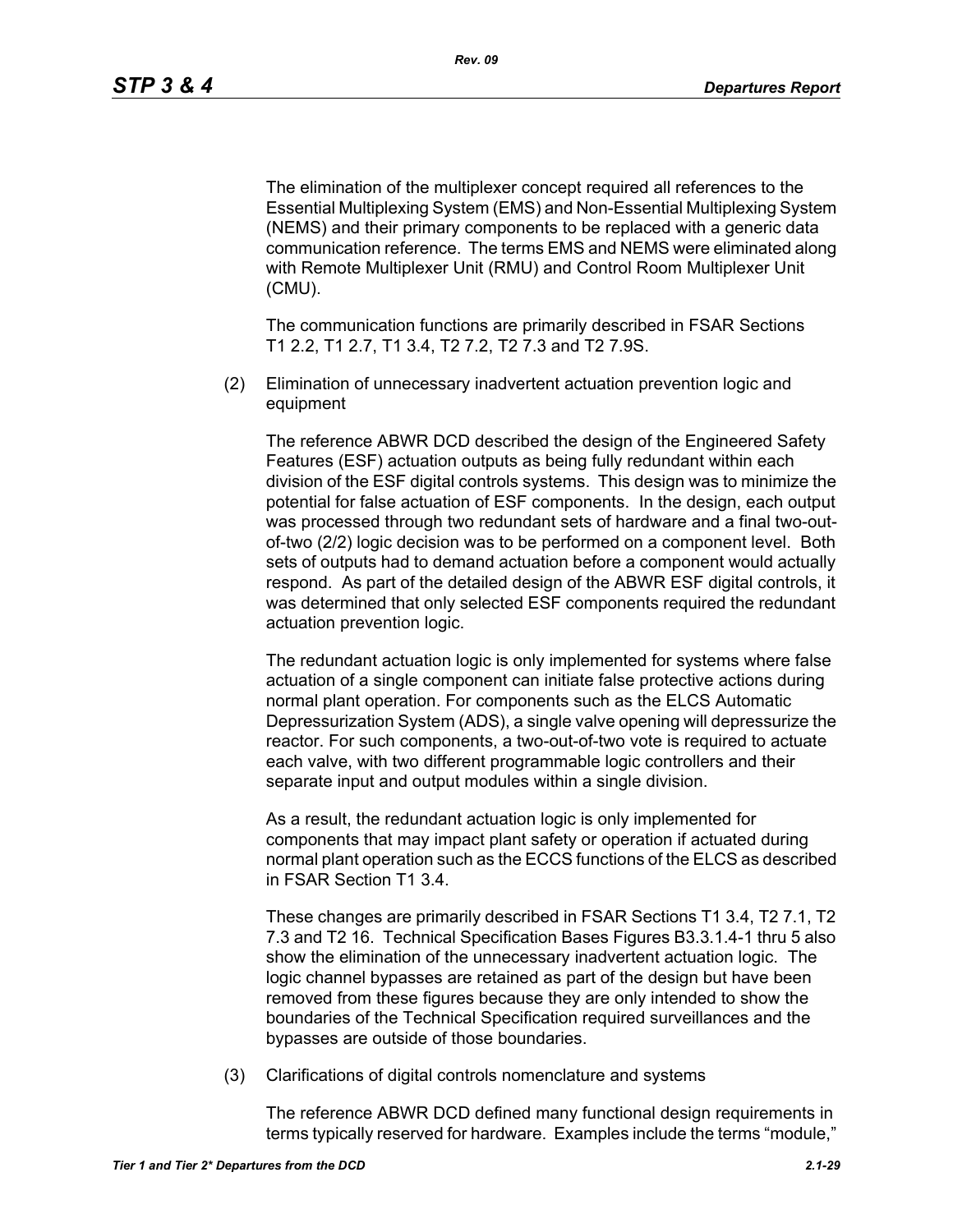The elimination of the multiplexer concept required all references to the Essential Multiplexing System (EMS) and Non-Essential Multiplexing System (NEMS) and their primary components to be replaced with a generic data communication reference. The terms EMS and NEMS were eliminated along with Remote Multiplexer Unit (RMU) and Control Room Multiplexer Unit (CMU).

The communication functions are primarily described in FSAR Sections T1 2.2, T1 2.7, T1 3.4, T2 7.2, T2 7.3 and T2 7.9S.

(2) Elimination of unnecessary inadvertent actuation prevention logic and equipment

The reference ABWR DCD described the design of the Engineered Safety Features (ESF) actuation outputs as being fully redundant within each division of the ESF digital controls systems. This design was to minimize the potential for false actuation of ESF components. In the design, each output was processed through two redundant sets of hardware and a final two-out-of-two (2/2) logic decision was to be performed on a component level. Both sets of outputs had to demand actuation before a component would actually respond. As part of the detailed design of the ABWR ESF digital controls, it was determined that only selected ESF components required the redundant actuation prevention logic.

The redundant actuation logic is only implemented for systems where false actuation of a single component can initiate false protective actions during normal plant operation. For components such as the ELCS Automatic Depressurization System (ADS), a single valve opening will depressurize the reactor. For such components, a two-out-of-two vote is required to actuate each valve, with two different programmable logic controllers and their separate input and output modules within a single division.

As a result, the redundant actuation logic is only implemented for components that may impact plant safety or operation if actuated during normal plant operation such as the ECCS functions of the ELCS as described in FSAR Section T1 3.4.

These changes are primarily described in FSAR Sections T1 3.4, T2 7.1, T2 7.3 and T2 16. Technical Specification Bases Figures B3.3.1.4-1 thru 5 also show the elimination of the unnecessary inadvertent actuation logic. The logic channel bypasses are retained as part of the design but have been removed from these figures because they are only intended to show the boundaries of the Technical Specification required surveillances and the bypasses are outside of those boundaries.

(3) Clarifications of digital controls nomenclature and systems

The reference ABWR DCD defined many functional design requirements in terms typically reserved for hardware. Examples include the terms "module,"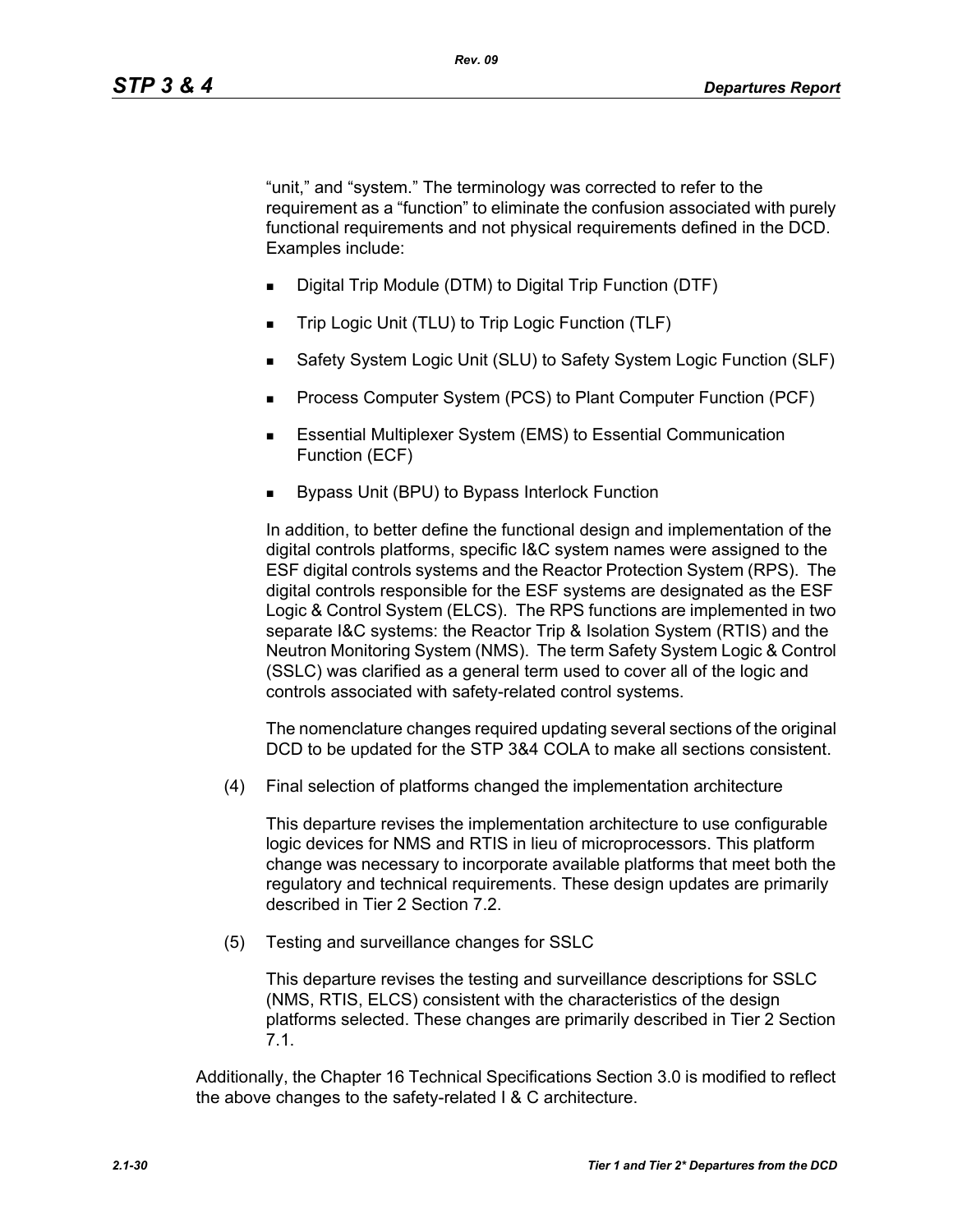"unit," and "system." The terminology was corrected to refer to the requirement as a "function" to eliminate the confusion associated with purely functional requirements and not physical requirements defined in the DCD. Examples include:

- Digital Trip Module (DTM) to Digital Trip Function (DTF)
- Trip Logic Unit (TLU) to Trip Logic Function (TLF)
- Safety System Logic Unit (SLU) to Safety System Logic Function (SLF)
- Process Computer System (PCS) to Plant Computer Function (PCF)
- Essential Multiplexer System (EMS) to Essential Communication Function (ECF)
- Bypass Unit (BPU) to Bypass Interlock Function

In addition, to better define the functional design and implementation of the digital controls platforms, specific I&C system names were assigned to the ESF digital controls systems and the Reactor Protection System (RPS). The digital controls responsible for the ESF systems are designated as the ESF Logic & Control System (ELCS). The RPS functions are implemented in two separate I&C systems: the Reactor Trip & Isolation System (RTIS) and the Neutron Monitoring System (NMS). The term Safety System Logic & Control (SSLC) was clarified as a general term used to cover all of the logic and controls associated with safety-related control systems.

The nomenclature changes required updating several sections of the original DCD to be updated for the STP 3&4 COLA to make all sections consistent.

(4) Final selection of platforms changed the implementation architecture

This departure revises the implementation architecture to use configurable logic devices for NMS and RTIS in lieu of microprocessors. This platform change was necessary to incorporate available platforms that meet both the regulatory and technical requirements. These design updates are primarily described in Tier 2 Section 7.2.

(5) Testing and surveillance changes for SSLC

This departure revises the testing and surveillance descriptions for SSLC (NMS, RTIS, ELCS) consistent with the characteristics of the design platforms selected. These changes are primarily described in Tier 2 Section 7.1.

Additionally, the Chapter 16 Technical Specifications Section 3.0 is modified to reflect the above changes to the safety-related I & C architecture.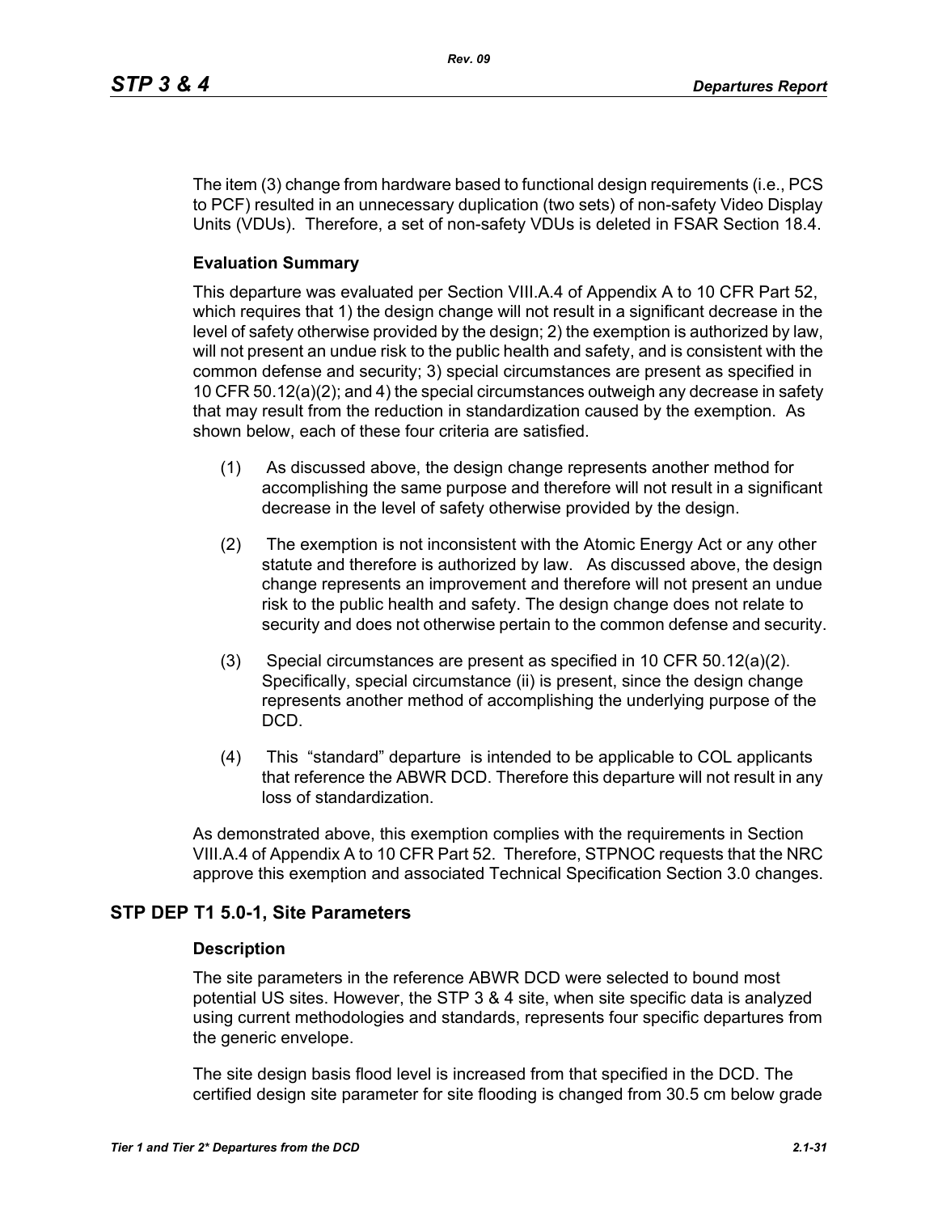The item (3) change from hardware based to functional design requirements (i.e., PCS to PCF) resulted in an unnecessary duplication (two sets) of non-safety Video Display Units (VDUs). Therefore, a set of non-safety VDUs is deleted in FSAR Section 18.4.

### Evaluation Summary

This departure was evaluated per Section VIII.A.4 of Appendix A to 10 CFR Part 52, which requires that 1) the design change will not result in a significant decrease in the level of safety otherwise provided by the design; 2) the exemption is authorized by law, will not present an undue risk to the public health and safety, and is consistent with the common defense and security; 3) special circumstances are present as specified in 10 CFR 50.12(a)(2); and 4) the special circumstances outweigh any decrease in safety that may result from the reduction in standardization caused by the exemption. As shown below, each of these four criteria are satisfied.

(1) As discussed above, the design change represents another method for accomplishing the same purpose and therefore will not result in a significant decrease in the level of safety otherwise provided by the design.

(2) The exemption is not inconsistent with the Atomic Energy Act or any other statute and therefore is authorized by law. As discussed above, the design change represents an improvement and therefore will not present an undue risk to the public health and safety. The design change does not relate to security and does not otherwise pertain to the common defense and security.

(3) Special circumstances are present as specified in 10 CFR 50.12(a)(2). Specifically, special circumstance (ii) is present, since the design change represents another method of accomplishing the underlying purpose of the DCD.

(4) This "standard" departure is intended to be applicable to COL applicants that reference the ABWR DCD. Therefore this departure will not result in any loss of standardization.

As demonstrated above, this exemption complies with the requirements in Section VIII.A.4 of Appendix A to 10 CFR Part 52. Therefore, STPNOC requests that the NRC approve this exemption and associated Technical Specification Section 3.0 changes.

## STP DEP T1 5.0-1, Site Parameters

### Description

The site parameters in the reference ABWR DCD were selected to bound most potential US sites. However, the STP 3 & 4 site, when site specific data is analyzed using current methodologies and standards, represents four specific departures from the generic envelope.

The site design basis flood level is increased from that specified in the DCD. The certified design site parameter for site flooding is changed from 30.5 cm below grade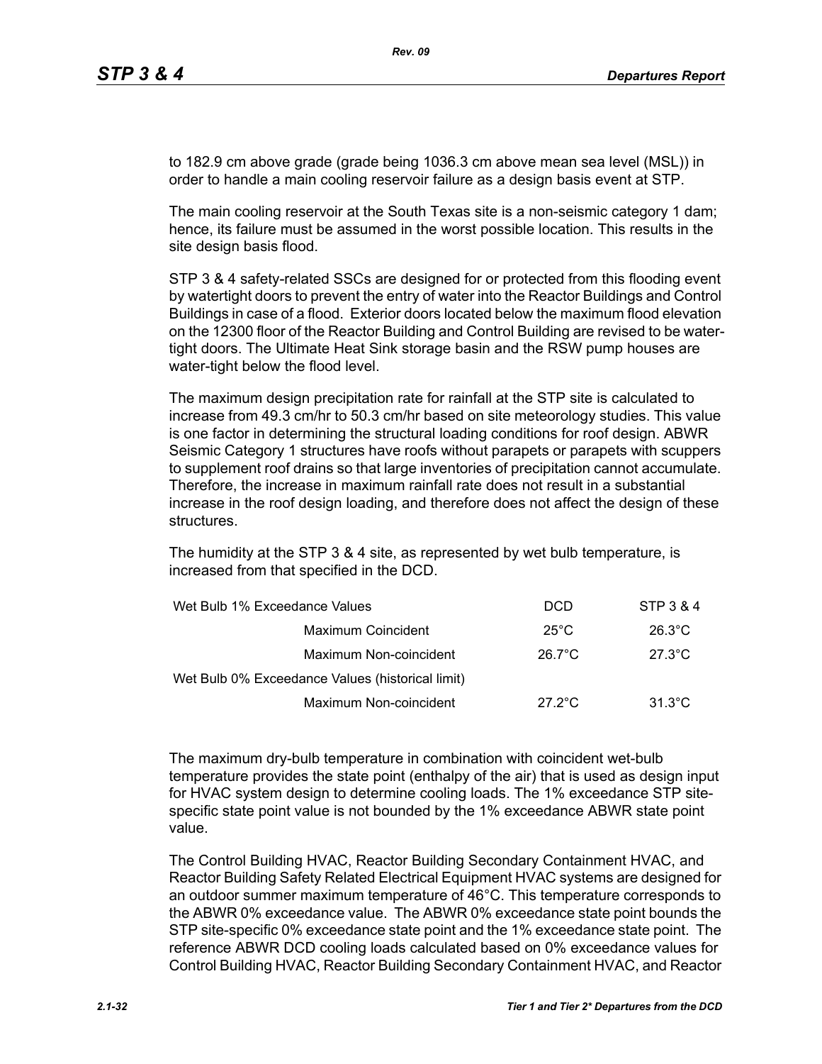to 182.9 cm above grade (grade being 1036.3 cm above mean sea level (MSL)) in order to handle a main cooling reservoir failure as a design basis event at STP.

The main cooling reservoir at the South Texas site is a non-seismic category 1 dam; hence, its failure must be assumed in the worst possible location. This results in the site design basis flood.

STP 3 & 4 safety-related SSCs are designed for or protected from this flooding event by watertight doors to prevent the entry of water into the Reactor Buildings and Control Buildings in case of a flood. Exterior doors located below the maximum flood elevation on the 12300 floor of the Reactor Building and Control Building are revised to be water-tight doors. The Ultimate Heat Sink storage basin and the RSW pump houses are water-tight below the flood level.

The maximum design precipitation rate for rainfall at the STP site is calculated to increase from 49.3 cm/hr to 50.3 cm/hr based on site meteorology studies. This value is one factor in determining the structural loading conditions for roof design. ABWR Seismic Category 1 structures have roofs without parapets or parapets with scuppers to supplement roof drains so that large inventories of precipitation cannot accumulate. Therefore, the increase in maximum rainfall rate does not result in a substantial increase in the roof design loading, and therefore does not affect the design of these structures.

The humidity at the STP 3 & 4 site, as represented by wet bulb temperature, is increased from that specified in the DCD.

| Wet Bulb 1% Exceedance Values | | DCD | STP 3 & 4 |
|---|---|---|---|
| | Maximum Coincident | 25°C | 26.3°C |
| | Maximum Non-coincident | 26.7°C | 27.3°C |
| Wet Bulb 0% Exceedance Values (historical limit) | | | |
| | Maximum Non-coincident | 27.2°C | 31.3°C |

The maximum dry-bulb temperature in combination with coincident wet-bulb temperature provides the state point (enthalpy of the air) that is used as design input for HVAC system design to determine cooling loads. The 1% exceedance STP site-specific state point value is not bounded by the 1% exceedance ABWR state point value.

The Control Building HVAC, Reactor Building Secondary Containment HVAC, and Reactor Building Safety Related Electrical Equipment HVAC systems are designed for an outdoor summer maximum temperature of 46°C. This temperature corresponds to the ABWR 0% exceedance value. The ABWR 0% exceedance state point bounds the STP site-specific 0% exceedance state point and the 1% exceedance state point. The reference ABWR DCD cooling loads calculated based on 0% exceedance values for Control Building HVAC, Reactor Building Secondary Containment HVAC, and Reactor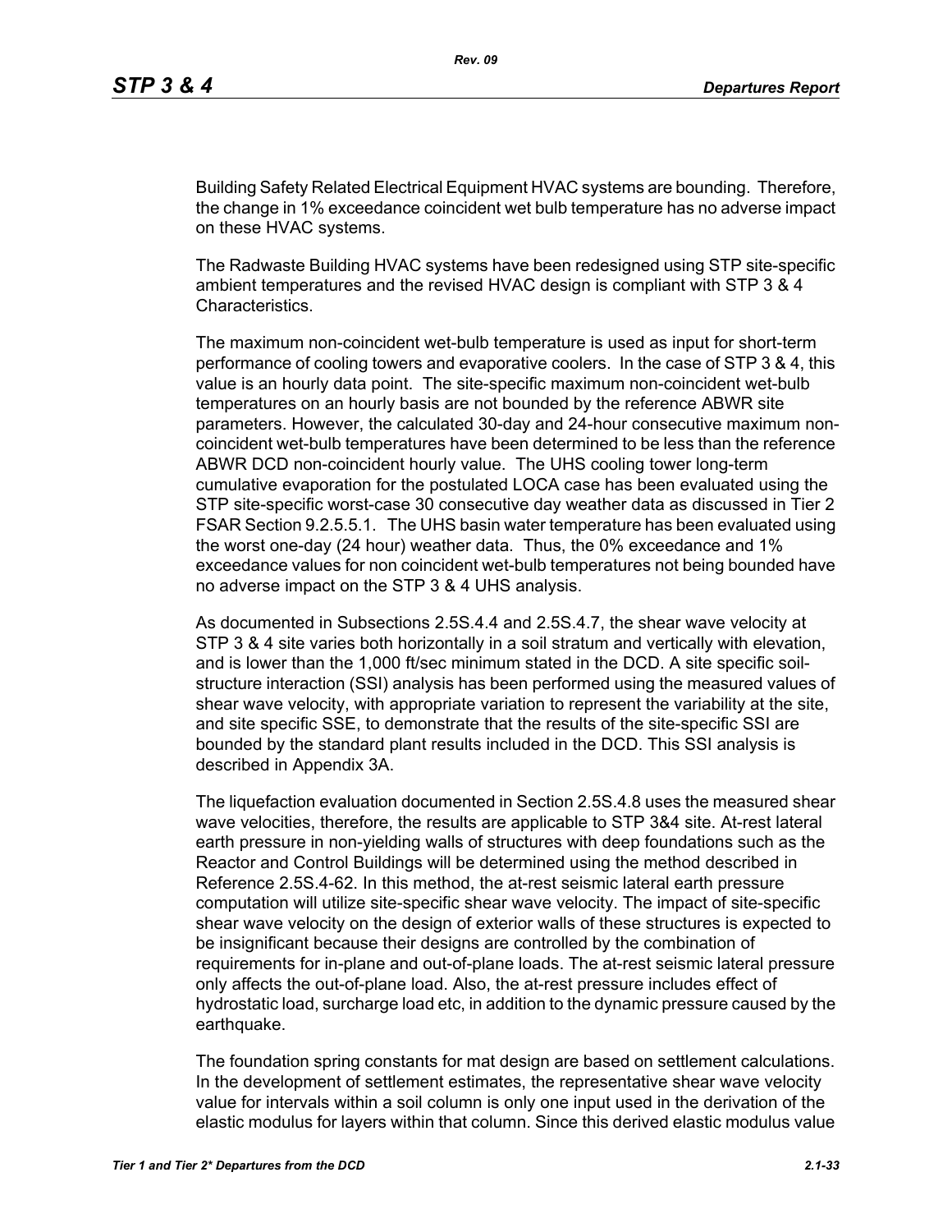Building Safety Related Electrical Equipment HVAC systems are bounding. Therefore, the change in 1% exceedance coincident wet bulb temperature has no adverse impact on these HVAC systems.

The Radwaste Building HVAC systems have been redesigned using STP site-specific ambient temperatures and the revised HVAC design is compliant with STP 3 & 4 Characteristics.

The maximum non-coincident wet-bulb temperature is used as input for short-term performance of cooling towers and evaporative coolers. In the case of STP 3 & 4, this value is an hourly data point. The site-specific maximum non-coincident wet-bulb temperatures on an hourly basis are not bounded by the reference ABWR site parameters. However, the calculated 30-day and 24-hour consecutive maximum non-coincident wet-bulb temperatures have been determined to be less than the reference ABWR DCD non-coincident hourly value. The UHS cooling tower long-term cumulative evaporation for the postulated LOCA case has been evaluated using the STP site-specific worst-case 30 consecutive day weather data as discussed in Tier 2 FSAR Section 9.2.5.5.1. The UHS basin water temperature has been evaluated using the worst one-day (24 hour) weather data. Thus, the 0% exceedance and 1% exceedance values for non coincident wet-bulb temperatures not being bounded have no adverse impact on the STP 3 & 4 UHS analysis.

As documented in Subsections 2.5S.4.4 and 2.5S.4.7, the shear wave velocity at STP 3 & 4 site varies both horizontally in a soil stratum and vertically with elevation, and is lower than the 1,000 ft/sec minimum stated in the DCD. A site specific soil-structure interaction (SSI) analysis has been performed using the measured values of shear wave velocity, with appropriate variation to represent the variability at the site, and site specific SSE, to demonstrate that the results of the site-specific SSI are bounded by the standard plant results included in the DCD. This SSI analysis is described in Appendix 3A.

The liquefaction evaluation documented in Section 2.5S.4.8 uses the measured shear wave velocities, therefore, the results are applicable to STP 3&4 site. At-rest lateral earth pressure in non-yielding walls of structures with deep foundations such as the Reactor and Control Buildings will be determined using the method described in Reference 2.5S.4-62. In this method, the at-rest seismic lateral earth pressure computation will utilize site-specific shear wave velocity. The impact of site-specific shear wave velocity on the design of exterior walls of these structures is expected to be insignificant because their designs are controlled by the combination of requirements for in-plane and out-of-plane loads. The at-rest seismic lateral pressure only affects the out-of-plane load. Also, the at-rest pressure includes effect of hydrostatic load, surcharge load etc, in addition to the dynamic pressure caused by the earthquake.

The foundation spring constants for mat design are based on settlement calculations. In the development of settlement estimates, the representative shear wave velocity value for intervals within a soil column is only one input used in the derivation of the elastic modulus for layers within that column. Since this derived elastic modulus value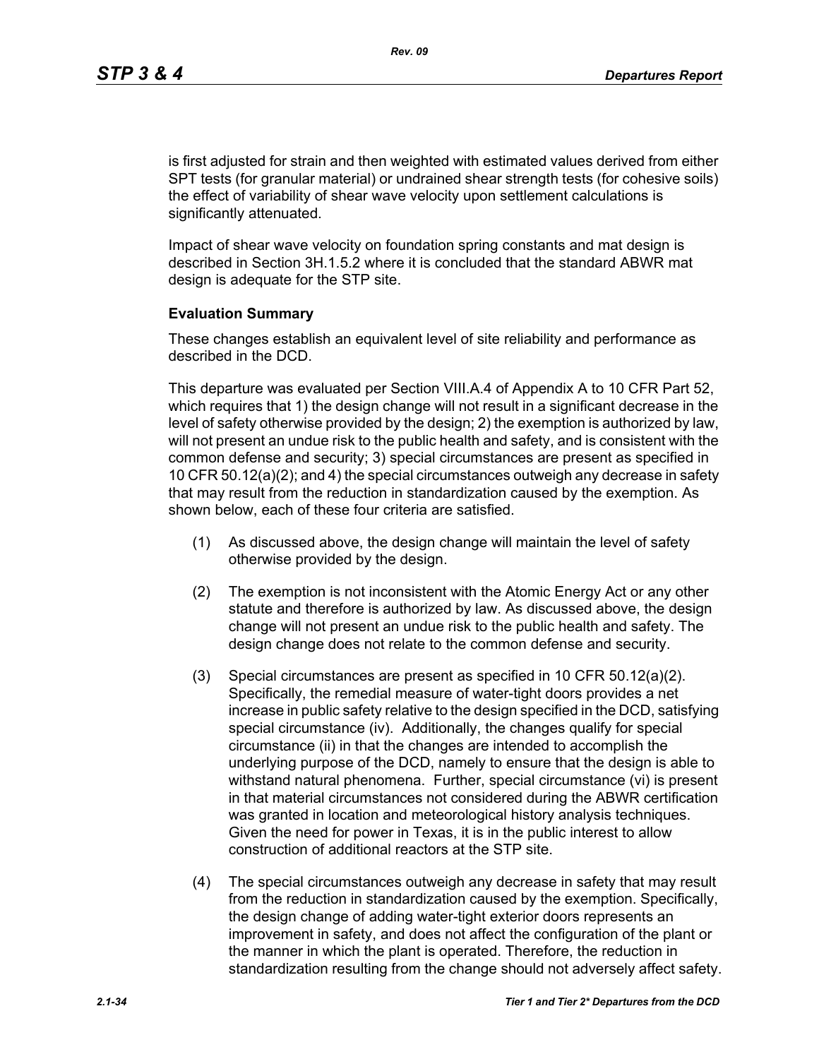is first adjusted for strain and then weighted with estimated values derived from either SPT tests (for granular material) or undrained shear strength tests (for cohesive soils) the effect of variability of shear wave velocity upon settlement calculations is significantly attenuated.

Impact of shear wave velocity on foundation spring constants and mat design is described in Section 3H.1.5.2 where it is concluded that the standard ABWR mat design is adequate for the STP site.

**Evaluation Summary**

These changes establish an equivalent level of site reliability and performance as described in the DCD.

This departure was evaluated per Section VIII.A.4 of Appendix A to 10 CFR Part 52, which requires that 1) the design change will not result in a significant decrease in the level of safety otherwise provided by the design; 2) the exemption is authorized by law, will not present an undue risk to the public health and safety, and is consistent with the common defense and security; 3) special circumstances are present as specified in 10 CFR 50.12(a)(2); and 4) the special circumstances outweigh any decrease in safety that may result from the reduction in standardization caused by the exemption. As shown below, each of these four criteria are satisfied.

(1) As discussed above, the design change will maintain the level of safety otherwise provided by the design.

(2) The exemption is not inconsistent with the Atomic Energy Act or any other statute and therefore is authorized by law. As discussed above, the design change will not present an undue risk to the public health and safety. The design change does not relate to the common defense and security.

(3) Special circumstances are present as specified in 10 CFR 50.12(a)(2). Specifically, the remedial measure of water-tight doors provides a net increase in public safety relative to the design specified in the DCD, satisfying special circumstance (iv). Additionally, the changes qualify for special circumstance (ii) in that the changes are intended to accomplish the underlying purpose of the DCD, namely to ensure that the design is able to withstand natural phenomena. Further, special circumstance (vi) is present in that material circumstances not considered during the ABWR certification was granted in location and meteorological history analysis techniques. Given the need for power in Texas, it is in the public interest to allow construction of additional reactors at the STP site.

(4) The special circumstances outweigh any decrease in safety that may result from the reduction in standardization caused by the exemption. Specifically, the design change of adding water-tight exterior doors represents an improvement in safety, and does not affect the configuration of the plant or the manner in which the plant is operated. Therefore, the reduction in standardization resulting from the change should not adversely affect safety.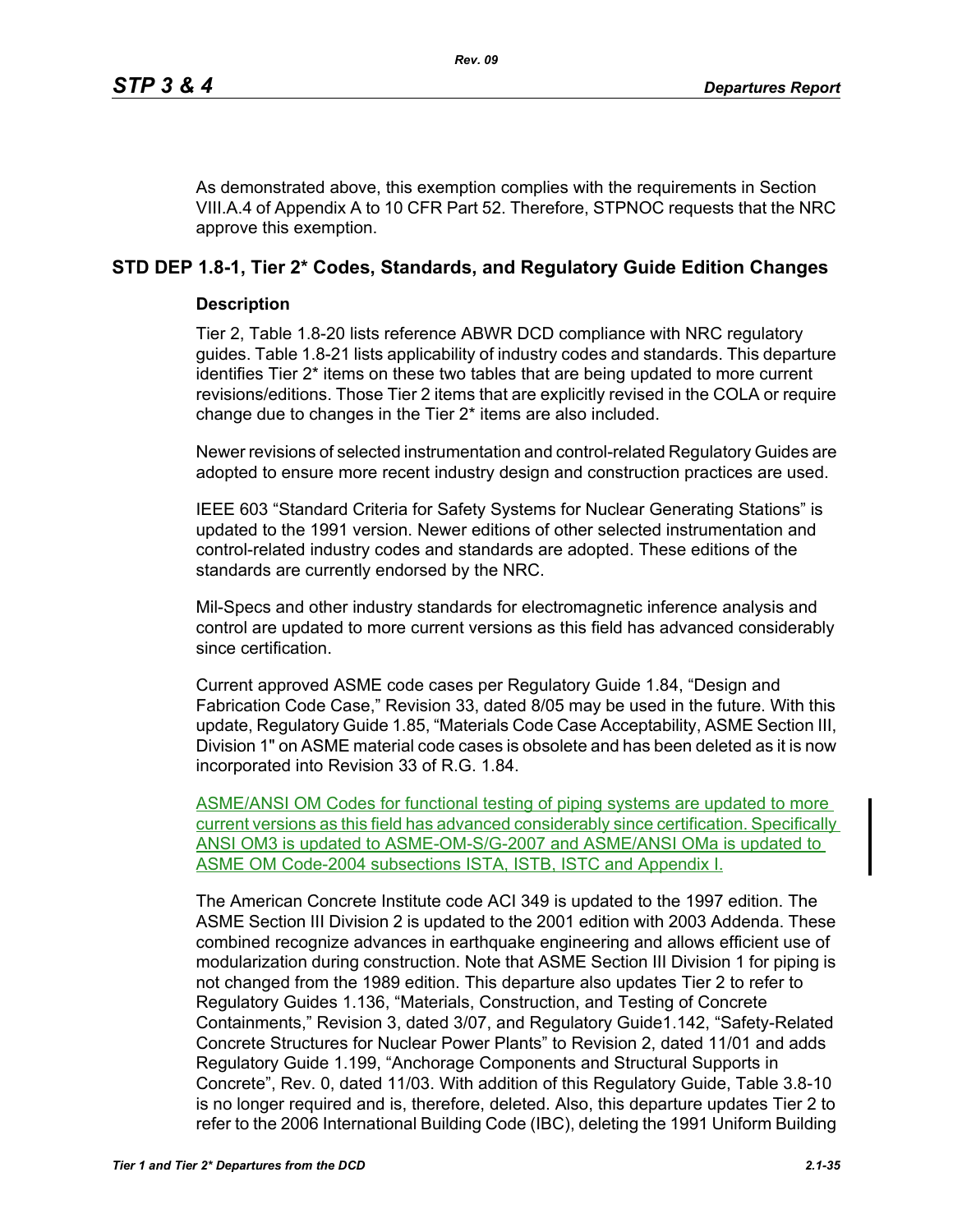As demonstrated above, this exemption complies with the requirements in Section VIII.A.4 of Appendix A to 10 CFR Part 52. Therefore, STPNOC requests that the NRC approve this exemption.

## STD DEP 1.8-1, Tier 2* Codes, Standards, and Regulatory Guide Edition Changes

### Description

Tier 2, Table 1.8-20 lists reference ABWR DCD compliance with NRC regulatory guides. Table 1.8-21 lists applicability of industry codes and standards. This departure identifies Tier 2* items on these two tables that are being updated to more current revisions/editions. Those Tier 2 items that are explicitly revised in the COLA or require change due to changes in the Tier 2* items are also included.

Newer revisions of selected instrumentation and control-related Regulatory Guides are adopted to ensure more recent industry design and construction practices are used.

IEEE 603 "Standard Criteria for Safety Systems for Nuclear Generating Stations" is updated to the 1991 version. Newer editions of other selected instrumentation and control-related industry codes and standards are adopted. These editions of the standards are currently endorsed by the NRC.

Mil-Specs and other industry standards for electromagnetic inference analysis and control are updated to more current versions as this field has advanced considerably since certification.

Current approved ASME code cases per Regulatory Guide 1.84, "Design and Fabrication Code Case," Revision 33, dated 8/05 may be used in the future. With this update, Regulatory Guide 1.85, "Materials Code Case Acceptability, ASME Section III, Division 1" on ASME material code cases is obsolete and has been deleted as it is now incorporated into Revision 33 of R.G. 1.84.

ASME/ANSI OM Codes for functional testing of piping systems are updated to more current versions as this field has advanced considerably since certification. Specifically ANSI OM3 is updated to ASME-OM-S/G-2007 and ASME/ANSI OMa is updated to ASME OM Code-2004 subsections ISTA, ISTB, ISTC and Appendix I.

The American Concrete Institute code ACI 349 is updated to the 1997 edition. The ASME Section III Division 2 is updated to the 2001 edition with 2003 Addenda. These combined recognize advances in earthquake engineering and allows efficient use of modularization during construction. Note that ASME Section III Division 1 for piping is not changed from the 1989 edition. This departure also updates Tier 2 to refer to Regulatory Guides 1.136, "Materials, Construction, and Testing of Concrete Containments," Revision 3, dated 3/07, and Regulatory Guide1.142, "Safety-Related Concrete Structures for Nuclear Power Plants" to Revision 2, dated 11/01 and adds Regulatory Guide 1.199, "Anchorage Components and Structural Supports in Concrete", Rev. 0, dated 11/03. With addition of this Regulatory Guide, Table 3.8-10 is no longer required and is, therefore, deleted. Also, this departure updates Tier 2 to refer to the 2006 International Building Code (IBC), deleting the 1991 Uniform Building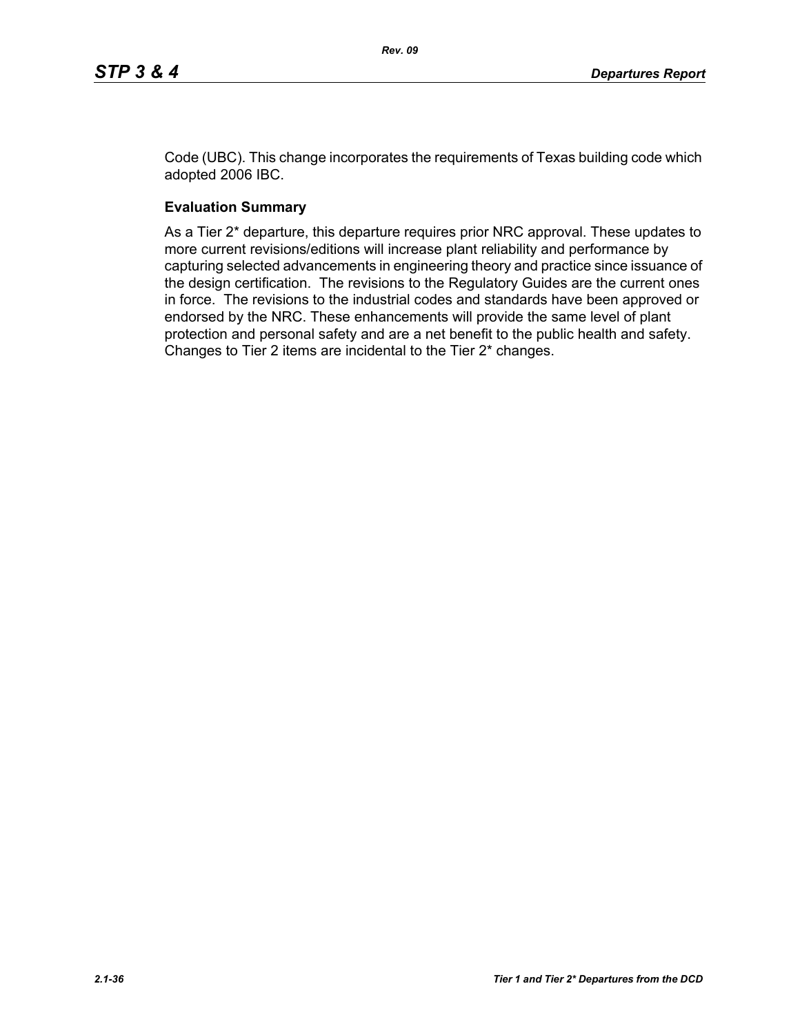Code (UBC). This change incorporates the requirements of Texas building code which adopted 2006 IBC.

### Evaluation Summary

As a Tier 2* departure, this departure requires prior NRC approval. These updates to more current revisions/editions will increase plant reliability and performance by capturing selected advancements in engineering theory and practice since issuance of the design certification. The revisions to the Regulatory Guides are the current ones in force. The revisions to the industrial codes and standards have been approved or endorsed by the NRC. These enhancements will provide the same level of plant protection and personal safety and are a net benefit to the public health and safety. Changes to Tier 2 items are incidental to the Tier 2* changes.